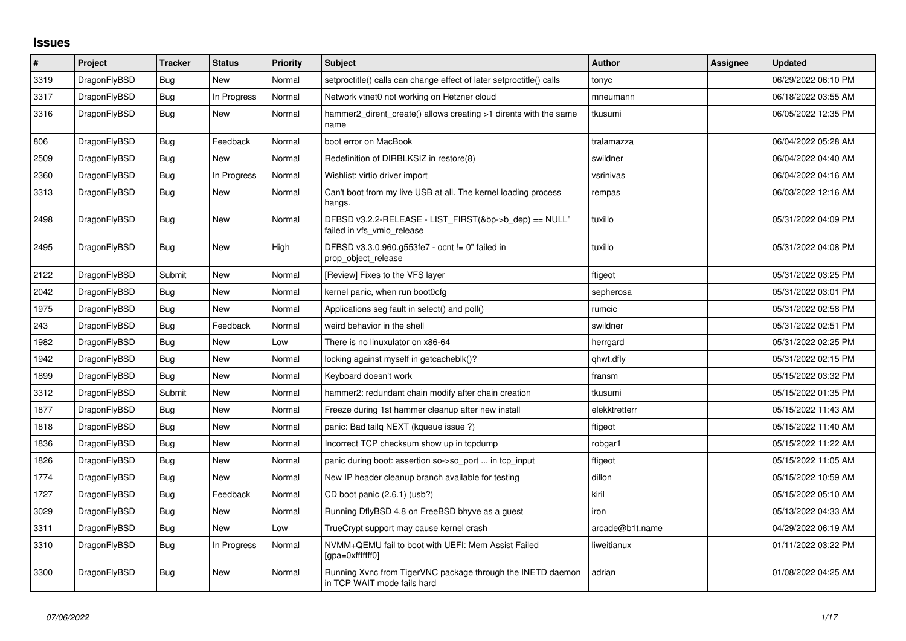# Issues

| # | Project | Tracker | Status | Priority | Subject | Author | Assignee | Updated |
|---|---|---|---|---|---|---|---|---|
| 3319 | DragonFlyBSD | Bug | New | Normal | setproctitle() calls can change effect of later setproctitle() calls | tonyc | | 06/29/2022 06:10 PM |
| 3317 | DragonFlyBSD | Bug | In Progress | Normal | Network vtnet0 not working on Hetzner cloud | mneumann | | 06/18/2022 03:55 AM |
| 3316 | DragonFlyBSD | Bug | New | Normal | hammer2_dirent_create() allows creating >1 dirents with the same name | tkusumi | | 06/05/2022 12:35 PM |
| 806 | DragonFlyBSD | Bug | Feedback | Normal | boot error on MacBook | tralamazza | | 06/04/2022 05:28 AM |
| 2509 | DragonFlyBSD | Bug | New | Normal | Redefinition of DIRBLKSIZ in restore(8) | swildner | | 06/04/2022 04:40 AM |
| 2360 | DragonFlyBSD | Bug | In Progress | Normal | Wishlist: virtio driver import | vsrinivas | | 06/04/2022 04:16 AM |
| 3313 | DragonFlyBSD | Bug | New | Normal | Can't boot from my live USB at all. The kernel loading process hangs. | rempas | | 06/03/2022 12:16 AM |
| 2498 | DragonFlyBSD | Bug | New | Normal | DFBSD v3.2.2-RELEASE - LIST_FIRST(&bp->b_dep) == NULL" failed in vfs_vmio_release | tuxillo | | 05/31/2022 04:09 PM |
| 2495 | DragonFlyBSD | Bug | New | High | DFBSD v3.3.0.960.g553fe7 - ocnt != 0" failed in prop_object_release | tuxillo | | 05/31/2022 04:08 PM |
| 2122 | DragonFlyBSD | Submit | New | Normal | [Review] Fixes to the VFS layer | ftigeot | | 05/31/2022 03:25 PM |
| 2042 | DragonFlyBSD | Bug | New | Normal | kernel panic, when run boot0cfg | sepherosa | | 05/31/2022 03:01 PM |
| 1975 | DragonFlyBSD | Bug | New | Normal | Applications seg fault in select() and poll() | rumcic | | 05/31/2022 02:58 PM |
| 243 | DragonFlyBSD | Bug | Feedback | Normal | weird behavior in the shell | swildner | | 05/31/2022 02:51 PM |
| 1982 | DragonFlyBSD | Bug | New | Low | There is no linuxulator on x86-64 | herrgard | | 05/31/2022 02:25 PM |
| 1942 | DragonFlyBSD | Bug | New | Normal | locking against myself in getcacheblk()? | qhwt.dfly | | 05/31/2022 02:15 PM |
| 1899 | DragonFlyBSD | Bug | New | Normal | Keyboard doesn't work | fransm | | 05/15/2022 03:32 PM |
| 3312 | DragonFlyBSD | Submit | New | Normal | hammer2: redundant chain modify after chain creation | tkusumi | | 05/15/2022 01:35 PM |
| 1877 | DragonFlyBSD | Bug | New | Normal | Freeze during 1st hammer cleanup after new install | elekktretterr | | 05/15/2022 11:43 AM |
| 1818 | DragonFlyBSD | Bug | New | Normal | panic: Bad tailq NEXT (kqueue issue ?) | ftigeot | | 05/15/2022 11:40 AM |
| 1836 | DragonFlyBSD | Bug | New | Normal | Incorrect TCP checksum show up in tcpdump | robgar1 | | 05/15/2022 11:22 AM |
| 1826 | DragonFlyBSD | Bug | New | Normal | panic during boot: assertion so->so_port ... in tcp_input | ftigeot | | 05/15/2022 11:05 AM |
| 1774 | DragonFlyBSD | Bug | New | Normal | New IP header cleanup branch available for testing | dillon | | 05/15/2022 10:59 AM |
| 1727 | DragonFlyBSD | Bug | Feedback | Normal | CD boot panic (2.6.1) (usb?) | kiril | | 05/15/2022 05:10 AM |
| 3029 | DragonFlyBSD | Bug | New | Normal | Running DflyBSD 4.8 on FreeBSD bhyve as a guest | iron | | 05/13/2022 04:33 AM |
| 3311 | DragonFlyBSD | Bug | New | Low | TrueCrypt support may cause kernel crash | arcade@b1t.name | | 04/29/2022 06:19 AM |
| 3310 | DragonFlyBSD | Bug | In Progress | Normal | NVMM+QEMU fail to boot with UEFI: Mem Assist Failed [gpa=0xfffffff0] | liweitianux | | 01/11/2022 03:22 PM |
| 3300 | DragonFlyBSD | Bug | New | Normal | Running Xvnc from TigerVNC package through the INETD daemon in TCP WAIT mode fails hard | adrian | | 01/08/2022 04:25 AM |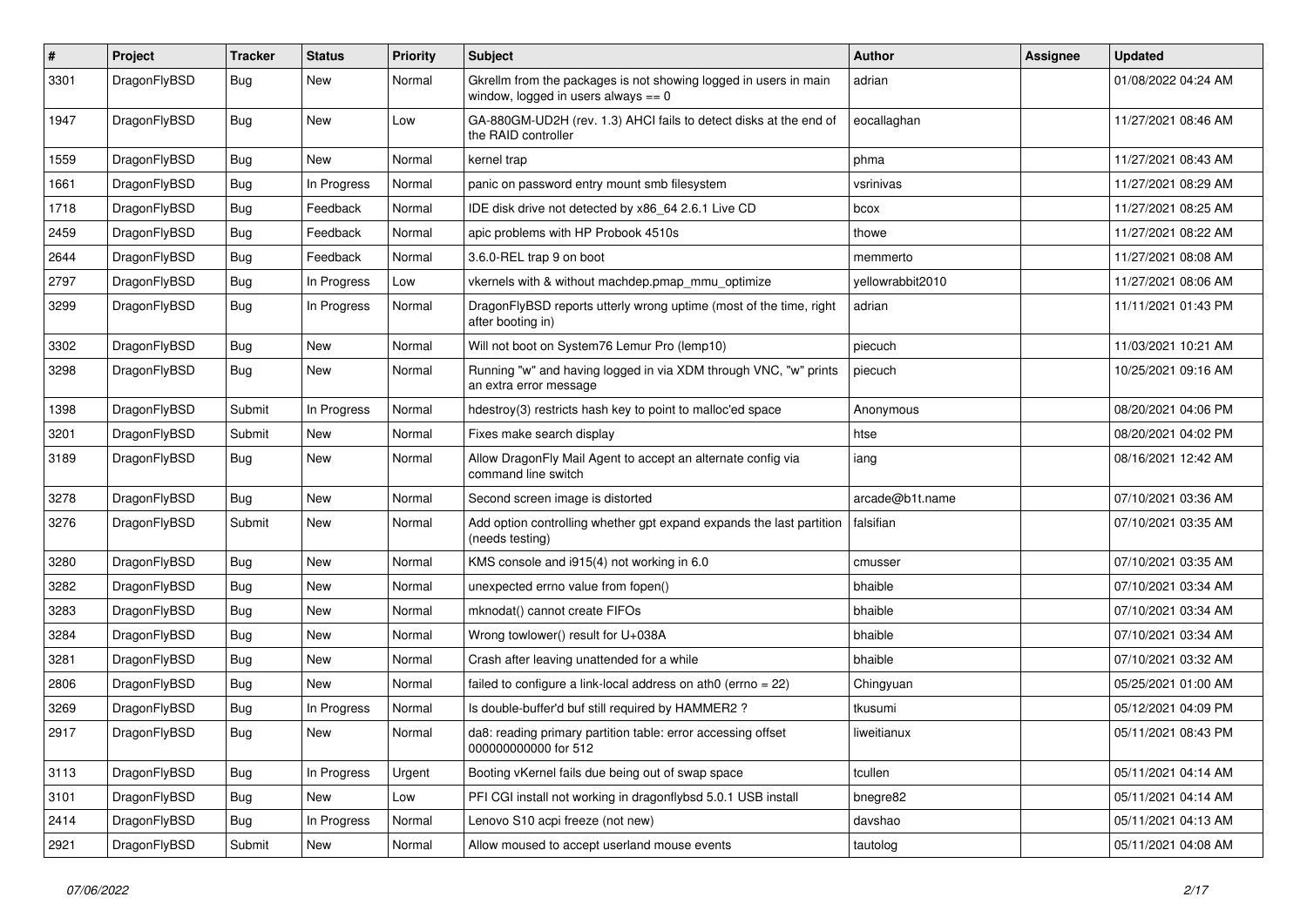| # | Project | Tracker | Status | Priority | Subject | Author | Assignee | Updated |
|---|---|---|---|---|---|---|---|---|
| 3301 | DragonFlyBSD | Bug | New | Normal | Gkrellm from the packages is not showing logged in users in main window, logged in users always == 0 | adrian | | 01/08/2022 04:24 AM |
| 1947 | DragonFlyBSD | Bug | New | Low | GA-880GM-UD2H (rev. 1.3) AHCI fails to detect disks at the end of the RAID controller | eocallaghan | | 11/27/2021 08:46 AM |
| 1559 | DragonFlyBSD | Bug | New | Normal | kernel trap | phma | | 11/27/2021 08:43 AM |
| 1661 | DragonFlyBSD | Bug | In Progress | Normal | panic on password entry mount smb filesystem | vsrinivas | | 11/27/2021 08:29 AM |
| 1718 | DragonFlyBSD | Bug | Feedback | Normal | IDE disk drive not detected by x86_64 2.6.1 Live CD | bcox | | 11/27/2021 08:25 AM |
| 2459 | DragonFlyBSD | Bug | Feedback | Normal | apic problems with HP Probook 4510s | thowe | | 11/27/2021 08:22 AM |
| 2644 | DragonFlyBSD | Bug | Feedback | Normal | 3.6.0-REL trap 9 on boot | memmerto | | 11/27/2021 08:08 AM |
| 2797 | DragonFlyBSD | Bug | In Progress | Low | vkernels with & without machdep.pmap_mmu_optimize | yellowrabbit2010 | | 11/27/2021 08:06 AM |
| 3299 | DragonFlyBSD | Bug | In Progress | Normal | DragonFlyBSD reports utterly wrong uptime (most of the time, right after booting in) | adrian | | 11/11/2021 01:43 PM |
| 3302 | DragonFlyBSD | Bug | New | Normal | Will not boot on System76 Lemur Pro (lemp10) | piecuch | | 11/03/2021 10:21 AM |
| 3298 | DragonFlyBSD | Bug | New | Normal | Running "w" and having logged in via XDM through VNC, "w" prints an extra error message | piecuch | | 10/25/2021 09:16 AM |
| 1398 | DragonFlyBSD | Submit | In Progress | Normal | hdestroy(3) restricts hash key to point to malloc'ed space | Anonymous | | 08/20/2021 04:06 PM |
| 3201 | DragonFlyBSD | Submit | New | Normal | Fixes make search display | htse | | 08/20/2021 04:02 PM |
| 3189 | DragonFlyBSD | Bug | New | Normal | Allow DragonFly Mail Agent to accept an alternate config via command line switch | iang | | 08/16/2021 12:42 AM |
| 3278 | DragonFlyBSD | Bug | New | Normal | Second screen image is distorted | arcade@b1t.name | | 07/10/2021 03:36 AM |
| 3276 | DragonFlyBSD | Submit | New | Normal | Add option controlling whether gpt expand expands the last partition (needs testing) | falsifian | | 07/10/2021 03:35 AM |
| 3280 | DragonFlyBSD | Bug | New | Normal | KMS console and i915(4) not working in 6.0 | cmusser | | 07/10/2021 03:35 AM |
| 3282 | DragonFlyBSD | Bug | New | Normal | unexpected errno value from fopen() | bhaible | | 07/10/2021 03:34 AM |
| 3283 | DragonFlyBSD | Bug | New | Normal | mknodat() cannot create FIFOs | bhaible | | 07/10/2021 03:34 AM |
| 3284 | DragonFlyBSD | Bug | New | Normal | Wrong towlower() result for U+038A | bhaible | | 07/10/2021 03:34 AM |
| 3281 | DragonFlyBSD | Bug | New | Normal | Crash after leaving unattended for a while | bhaible | | 07/10/2021 03:32 AM |
| 2806 | DragonFlyBSD | Bug | New | Normal | failed to configure a link-local address on ath0 (errno = 22) | Chingyuan | | 05/25/2021 01:00 AM |
| 3269 | DragonFlyBSD | Bug | In Progress | Normal | Is double-buffer'd buf still required by HAMMER2 ? | tkusumi | | 05/12/2021 04:09 PM |
| 2917 | DragonFlyBSD | Bug | New | Normal | da8: reading primary partition table: error accessing offset 000000000000 for 512 | liweitianux | | 05/11/2021 08:43 PM |
| 3113 | DragonFlyBSD | Bug | In Progress | Urgent | Booting vKernel fails due being out of swap space | tcullen | | 05/11/2021 04:14 AM |
| 3101 | DragonFlyBSD | Bug | New | Low | PFI CGI install not working in dragonflybsd 5.0.1 USB install | bnegre82 | | 05/11/2021 04:14 AM |
| 2414 | DragonFlyBSD | Bug | In Progress | Normal | Lenovo S10 acpi freeze (not new) | davshao | | 05/11/2021 04:13 AM |
| 2921 | DragonFlyBSD | Submit | New | Normal | Allow moused to accept userland mouse events | tautolog | | 05/11/2021 04:08 AM |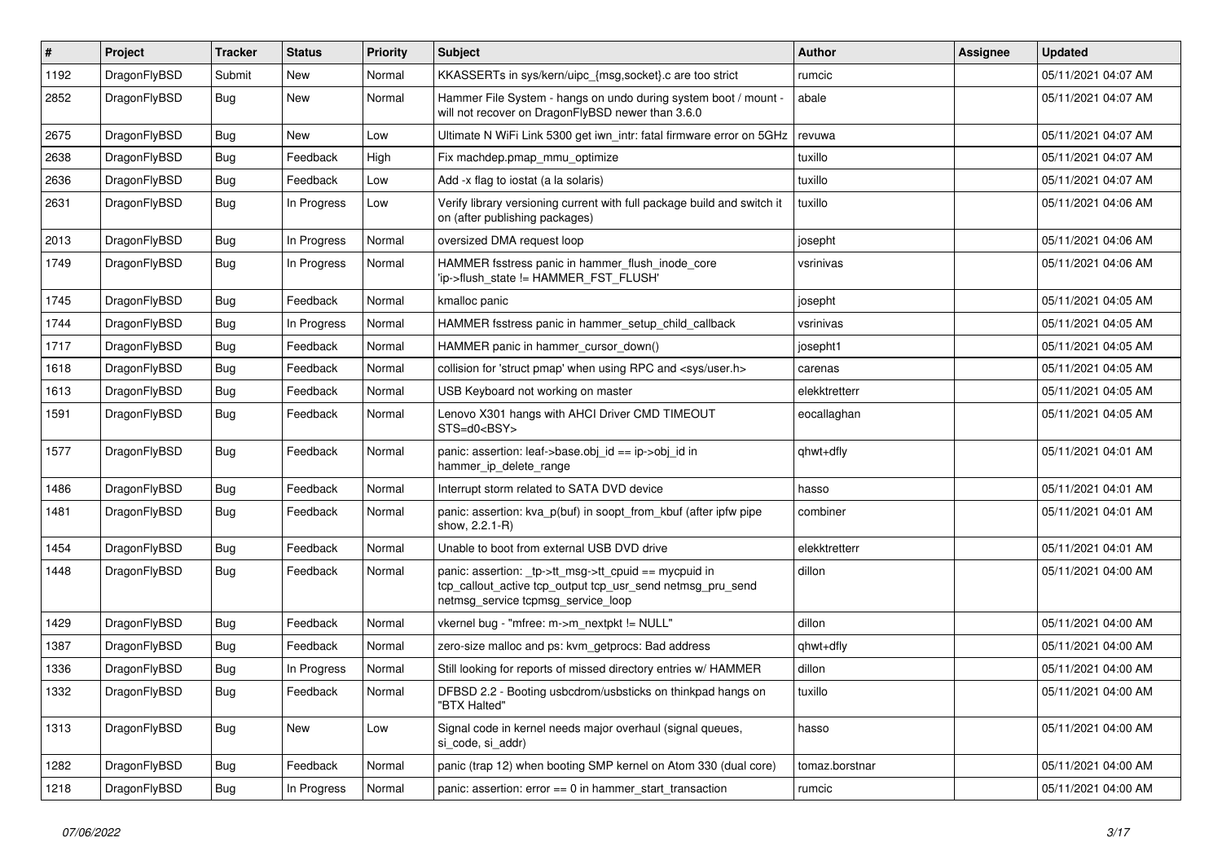| # | Project | Tracker | Status | Priority | Subject | Author | Assignee | Updated |
| --- | --- | --- | --- | --- | --- | --- | --- | --- |
| 1192 | DragonFlyBSD | Submit | New | Normal | KKASSERTs in sys/kern/uipc_{msg,socket}.c are too strict | rumcic | | 05/11/2021 04:07 AM |
| 2852 | DragonFlyBSD | Bug | New | Normal | Hammer File System - hangs on undo during system boot / mount - will not recover on DragonFlyBSD newer than 3.6.0 | abale | | 05/11/2021 04:07 AM |
| 2675 | DragonFlyBSD | Bug | New | Low | Ultimate N WiFi Link 5300 get iwn_intr: fatal firmware error on 5GHz | revuwa | | 05/11/2021 04:07 AM |
| 2638 | DragonFlyBSD | Bug | Feedback | High | Fix machdep.pmap_mmu_optimize | tuxillo | | 05/11/2021 04:07 AM |
| 2636 | DragonFlyBSD | Bug | Feedback | Low | Add -x flag to iostat (a la solaris) | tuxillo | | 05/11/2021 04:07 AM |
| 2631 | DragonFlyBSD | Bug | In Progress | Low | Verify library versioning current with full package build and switch it on (after publishing packages) | tuxillo | | 05/11/2021 04:06 AM |
| 2013 | DragonFlyBSD | Bug | In Progress | Normal | oversized DMA request loop | josepht | | 05/11/2021 04:06 AM |
| 1749 | DragonFlyBSD | Bug | In Progress | Normal | HAMMER fsstress panic in hammer_flush_inode_core 'ip->flush_state != HAMMER_FST_FLUSH' | vsrinivas | | 05/11/2021 04:06 AM |
| 1745 | DragonFlyBSD | Bug | Feedback | Normal | kmalloc panic | josepht | | 05/11/2021 04:05 AM |
| 1744 | DragonFlyBSD | Bug | In Progress | Normal | HAMMER fsstress panic in hammer_setup_child_callback | vsrinivas | | 05/11/2021 04:05 AM |
| 1717 | DragonFlyBSD | Bug | Feedback | Normal | HAMMER panic in hammer_cursor_down() | josepht1 | | 05/11/2021 04:05 AM |
| 1618 | DragonFlyBSD | Bug | Feedback | Normal | collision for 'struct pmap' when using RPC and <sys/user.h> | carenas | | 05/11/2021 04:05 AM |
| 1613 | DragonFlyBSD | Bug | Feedback | Normal | USB Keyboard not working on master | elekktretterr | | 05/11/2021 04:05 AM |
| 1591 | DragonFlyBSD | Bug | Feedback | Normal | Lenovo X301 hangs with AHCI Driver CMD TIMEOUT STS=d0<BSY> | eocallaghan | | 05/11/2021 04:05 AM |
| 1577 | DragonFlyBSD | Bug | Feedback | Normal | panic: assertion: leaf->base.obj_id == ip->obj_id in hammer_ip_delete_range | qhwt+dfly | | 05/11/2021 04:01 AM |
| 1486 | DragonFlyBSD | Bug | Feedback | Normal | Interrupt storm related to SATA DVD device | hasso | | 05/11/2021 04:01 AM |
| 1481 | DragonFlyBSD | Bug | Feedback | Normal | panic: assertion: kva_p(buf) in soopt_from_kbuf (after ipfw pipe show, 2.2.1-R) | combiner | | 05/11/2021 04:01 AM |
| 1454 | DragonFlyBSD | Bug | Feedback | Normal | Unable to boot from external USB DVD drive | elekktretterr | | 05/11/2021 04:01 AM |
| 1448 | DragonFlyBSD | Bug | Feedback | Normal | panic: assertion: _tp->tt_msg->tt_cpuid == mycpuid in tcp_callout_active tcp_output tcp_usr_send netmsg_pru_send netmsg_service tcpmsg_service_loop | dillon | | 05/11/2021 04:00 AM |
| 1429 | DragonFlyBSD | Bug | Feedback | Normal | vkernel bug - "mfree: m->m_nextpkt != NULL" | dillon | | 05/11/2021 04:00 AM |
| 1387 | DragonFlyBSD | Bug | Feedback | Normal | zero-size malloc and ps: kvm_getprocs: Bad address | qhwt+dfly | | 05/11/2021 04:00 AM |
| 1336 | DragonFlyBSD | Bug | In Progress | Normal | Still looking for reports of missed directory entries w/ HAMMER | dillon | | 05/11/2021 04:00 AM |
| 1332 | DragonFlyBSD | Bug | Feedback | Normal | DFBSD 2.2 - Booting usbcdrom/usbsticks on thinkpad hangs on "BTX Halted" | tuxillo | | 05/11/2021 04:00 AM |
| 1313 | DragonFlyBSD | Bug | New | Low | Signal code in kernel needs major overhaul (signal queues, si_code, si_addr) | hasso | | 05/11/2021 04:00 AM |
| 1282 | DragonFlyBSD | Bug | Feedback | Normal | panic (trap 12) when booting SMP kernel on Atom 330 (dual core) | tomaz.borstnar | | 05/11/2021 04:00 AM |
| 1218 | DragonFlyBSD | Bug | In Progress | Normal | panic: assertion: error == 0 in hammer_start_transaction | rumcic | | 05/11/2021 04:00 AM |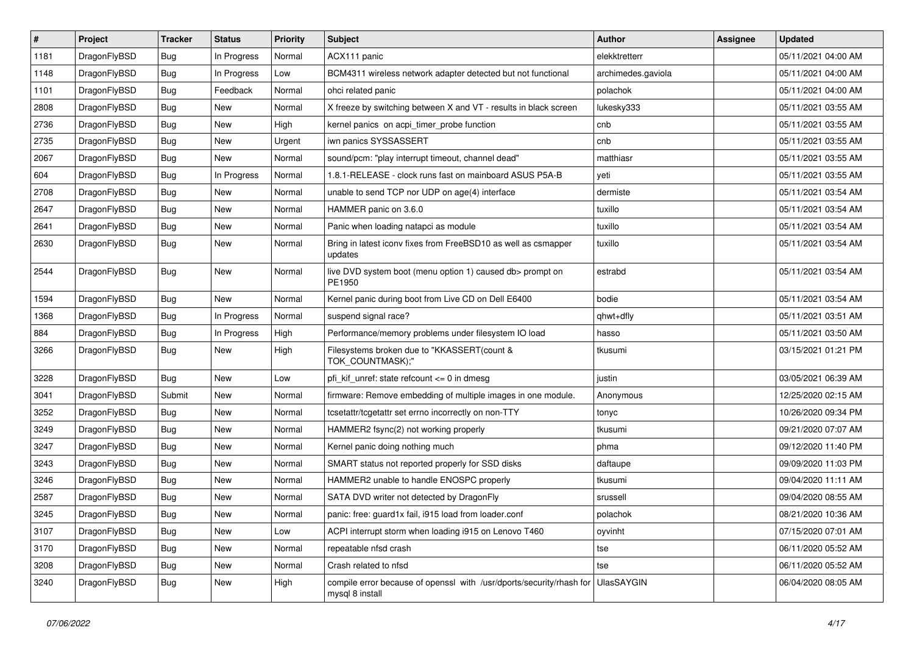| # | Project | Tracker | Status | Priority | Subject | Author | Assignee | Updated |
|---|---|---|---|---|---|---|---|---|
| 1181 | DragonFlyBSD | Bug | In Progress | Normal | ACX111 panic | elekktretterr | | 05/11/2021 04:00 AM |
| 1148 | DragonFlyBSD | Bug | In Progress | Low | BCM4311 wireless network adapter detected but not functional | archimedes.gaviola | | 05/11/2021 04:00 AM |
| 1101 | DragonFlyBSD | Bug | Feedback | Normal | ohci related panic | polachok | | 05/11/2021 04:00 AM |
| 2808 | DragonFlyBSD | Bug | New | Normal | X freeze by switching between X and VT - results in black screen | lukesky333 | | 05/11/2021 03:55 AM |
| 2736 | DragonFlyBSD | Bug | New | High | kernel panics on acpi_timer_probe function | cnb | | 05/11/2021 03:55 AM |
| 2735 | DragonFlyBSD | Bug | New | Urgent | iwn panics SYSSASSERT | cnb | | 05/11/2021 03:55 AM |
| 2067 | DragonFlyBSD | Bug | New | Normal | sound/pcm: "play interrupt timeout, channel dead" | matthiasr | | 05/11/2021 03:55 AM |
| 604 | DragonFlyBSD | Bug | In Progress | Normal | 1.8.1-RELEASE - clock runs fast on mainboard ASUS P5A-B | yeti | | 05/11/2021 03:55 AM |
| 2708 | DragonFlyBSD | Bug | New | Normal | unable to send TCP nor UDP on age(4) interface | dermiste | | 05/11/2021 03:54 AM |
| 2647 | DragonFlyBSD | Bug | New | Normal | HAMMER panic on 3.6.0 | tuxillo | | 05/11/2021 03:54 AM |
| 2641 | DragonFlyBSD | Bug | New | Normal | Panic when loading natapci as module | tuxillo | | 05/11/2021 03:54 AM |
| 2630 | DragonFlyBSD | Bug | New | Normal | Bring in latest iconv fixes from FreeBSD10 as well as csmapper updates | tuxillo | | 05/11/2021 03:54 AM |
| 2544 | DragonFlyBSD | Bug | New | Normal | live DVD system boot (menu option 1) caused db> prompt on PE1950 | estrabd | | 05/11/2021 03:54 AM |
| 1594 | DragonFlyBSD | Bug | New | Normal | Kernel panic during boot from Live CD on Dell E6400 | bodie | | 05/11/2021 03:54 AM |
| 1368 | DragonFlyBSD | Bug | In Progress | Normal | suspend signal race? | qhwt+dfly | | 05/11/2021 03:51 AM |
| 884 | DragonFlyBSD | Bug | In Progress | High | Performance/memory problems under filesystem IO load | hasso | | 05/11/2021 03:50 AM |
| 3266 | DragonFlyBSD | Bug | New | High | Filesystems broken due to "KKASSERT(count & TOK_COUNTMASK);" | tkusumi | | 03/15/2021 01:21 PM |
| 3228 | DragonFlyBSD | Bug | New | Low | pfi_kif_unref: state refcount <= 0 in dmesg | justin | | 03/05/2021 06:39 AM |
| 3041 | DragonFlyBSD | Submit | New | Normal | firmware: Remove embedding of multiple images in one module. | Anonymous | | 12/25/2020 02:15 AM |
| 3252 | DragonFlyBSD | Bug | New | Normal | tcsetattr/tcgetattr set errno incorrectly on non-TTY | tonyc | | 10/26/2020 09:34 PM |
| 3249 | DragonFlyBSD | Bug | New | Normal | HAMMER2 fsync(2) not working properly | tkusumi | | 09/21/2020 07:07 AM |
| 3247 | DragonFlyBSD | Bug | New | Normal | Kernel panic doing nothing much | phma | | 09/12/2020 11:40 PM |
| 3243 | DragonFlyBSD | Bug | New | Normal | SMART status not reported properly for SSD disks | daftaupe | | 09/09/2020 11:03 PM |
| 3246 | DragonFlyBSD | Bug | New | Normal | HAMMER2 unable to handle ENOSPC properly | tkusumi | | 09/04/2020 11:11 AM |
| 2587 | DragonFlyBSD | Bug | New | Normal | SATA DVD writer not detected by DragonFly | srussell | | 09/04/2020 08:55 AM |
| 3245 | DragonFlyBSD | Bug | New | Normal | panic: free: guard1x fail, i915 load from loader.conf | polachok | | 08/21/2020 10:36 AM |
| 3107 | DragonFlyBSD | Bug | New | Low | ACPI interrupt storm when loading i915 on Lenovo T460 | oyvinht | | 07/15/2020 07:01 AM |
| 3170 | DragonFlyBSD | Bug | New | Normal | repeatable nfsd crash | tse | | 06/11/2020 05:52 AM |
| 3208 | DragonFlyBSD | Bug | New | Normal | Crash related to nfsd | tse | | 06/11/2020 05:52 AM |
| 3240 | DragonFlyBSD | Bug | New | High | compile error because of openssl with /usr/dports/security/rhash for mysql 8 install | UlasSAYGIN | | 06/04/2020 08:05 AM |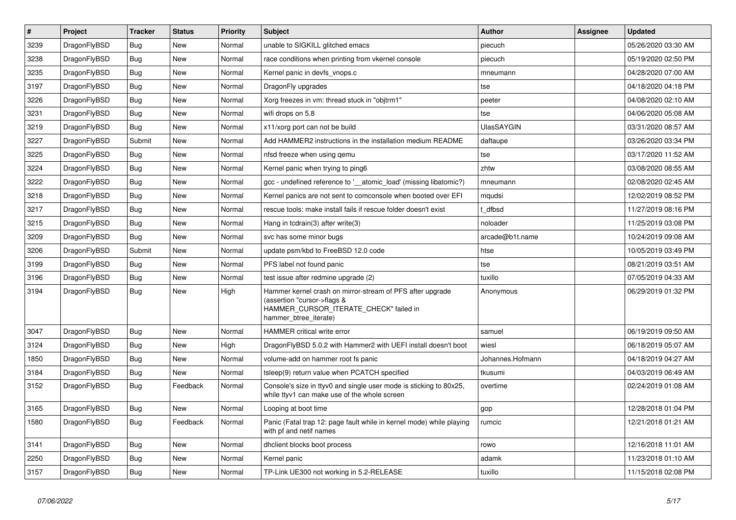| # | Project | Tracker | Status | Priority | Subject | Author | Assignee | Updated |
|---|---|---|---|---|---|---|---|---|
| 3239 | DragonFlyBSD | Bug | New | Normal | unable to SIGKILL glitched emacs | piecuch | | 05/26/2020 03:30 AM |
| 3238 | DragonFlyBSD | Bug | New | Normal | race conditions when printing from vkernel console | piecuch | | 05/19/2020 02:50 PM |
| 3235 | DragonFlyBSD | Bug | New | Normal | Kernel panic in devfs_vnops.c | mneumann | | 04/28/2020 07:00 AM |
| 3197 | DragonFlyBSD | Bug | New | Normal | DragonFly upgrades | tse | | 04/18/2020 04:18 PM |
| 3226 | DragonFlyBSD | Bug | New | Normal | Xorg freezes in vm: thread stuck in "objtrm1" | peeter | | 04/08/2020 02:10 AM |
| 3231 | DragonFlyBSD | Bug | New | Normal | wifi drops on 5.8 | tse | | 04/06/2020 05:08 AM |
| 3219 | DragonFlyBSD | Bug | New | Normal | x11/xorg port can not be build | UlasSAYGIN | | 03/31/2020 08:57 AM |
| 3227 | DragonFlyBSD | Submit | New | Normal | Add HAMMER2 instructions in the installation medium README | daftaupe | | 03/26/2020 03:34 PM |
| 3225 | DragonFlyBSD | Bug | New | Normal | nfsd freeze when using qemu | tse | | 03/17/2020 11:52 AM |
| 3224 | DragonFlyBSD | Bug | New | Normal | Kernel panic when trying to ping6 | zhtw | | 03/08/2020 08:55 AM |
| 3222 | DragonFlyBSD | Bug | New | Normal | gcc - undefined reference to '__atomic_load' (missing libatomic?) | mneumann | | 02/08/2020 02:45 AM |
| 3218 | DragonFlyBSD | Bug | New | Normal | Kernel panics are not sent to comconsole when booted over EFI | mqudsi | | 12/02/2019 08:52 PM |
| 3217 | DragonFlyBSD | Bug | New | Normal | rescue tools: make install fails if rescue folder doesn't exist | t_dfbsd | | 11/27/2019 08:16 PM |
| 3215 | DragonFlyBSD | Bug | New | Normal | Hang in tcdrain(3) after write(3) | noloader | | 11/25/2019 03:08 PM |
| 3209 | DragonFlyBSD | Bug | New | Normal | svc has some minor bugs | arcade@b1t.name | | 10/24/2019 09:08 AM |
| 3206 | DragonFlyBSD | Submit | New | Normal | update psm/kbd to FreeBSD 12.0 code | htse | | 10/05/2019 03:49 PM |
| 3199 | DragonFlyBSD | Bug | New | Normal | PFS label not found panic | tse | | 08/21/2019 03:51 AM |
| 3196 | DragonFlyBSD | Bug | New | Normal | test issue after redmine upgrade (2) | tuxillo | | 07/05/2019 04:33 AM |
| 3194 | DragonFlyBSD | Bug | New | High | Hammer kernel crash on mirror-stream of PFS after upgrade (assertion "cursor->flags & HAMMER_CURSOR_ITERATE_CHECK" failed in hammer_btree_iterate) | Anonymous | | 06/29/2019 01:32 PM |
| 3047 | DragonFlyBSD | Bug | New | Normal | HAMMER critical write error | samuel | | 06/19/2019 09:50 AM |
| 3124 | DragonFlyBSD | Bug | New | High | DragonFlyBSD 5.0.2 with Hammer2 with UEFI install doesn't boot | wiesl | | 06/18/2019 05:07 AM |
| 1850 | DragonFlyBSD | Bug | New | Normal | volume-add on hammer root fs panic | Johannes.Hofmann | | 04/18/2019 04:27 AM |
| 3184 | DragonFlyBSD | Bug | New | Normal | tsleep(9) return value when PCATCH specified | tkusumi | | 04/03/2019 06:49 AM |
| 3152 | DragonFlyBSD | Bug | Feedback | Normal | Console's size in ttyv0 and single user mode is sticking to 80x25, while ttyv1 can make use of the whole screen | overtime | | 02/24/2019 01:08 AM |
| 3165 | DragonFlyBSD | Bug | New | Normal | Looping at boot time | gop | | 12/28/2018 01:04 PM |
| 1580 | DragonFlyBSD | Bug | Feedback | Normal | Panic (Fatal trap 12: page fault while in kernel mode) while playing with pf and netif names | rumcic | | 12/21/2018 01:21 AM |
| 3141 | DragonFlyBSD | Bug | New | Normal | dhclient blocks boot process | rowo | | 12/16/2018 11:01 AM |
| 2250 | DragonFlyBSD | Bug | New | Normal | Kernel panic | adamk | | 11/23/2018 01:10 AM |
| 3157 | DragonFlyBSD | Bug | New | Normal | TP-Link UE300 not working in 5.2-RELEASE | tuxillo | | 11/15/2018 02:08 PM |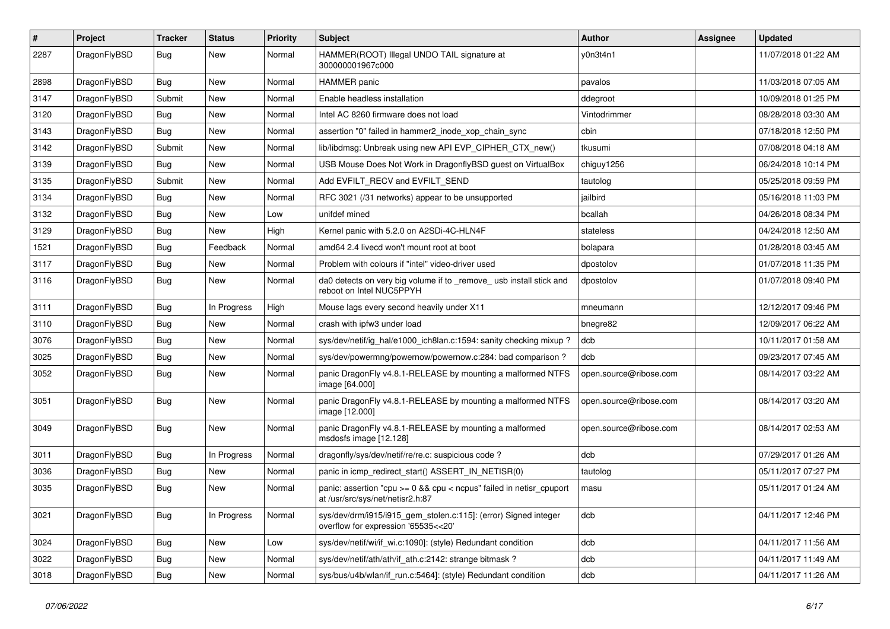| # | Project | Tracker | Status | Priority | Subject | Author | Assignee | Updated |
|---|---|---|---|---|---|---|---|---|
| 2287 | DragonFlyBSD | Bug | New | Normal | HAMMER(ROOT) Illegal UNDO TAIL signature at 300000001967c000 | y0n3t4n1 | | 11/07/2018 01:22 AM |
| 2898 | DragonFlyBSD | Bug | New | Normal | HAMMER panic | pavalos | | 11/03/2018 07:05 AM |
| 3147 | DragonFlyBSD | Submit | New | Normal | Enable headless installation | ddegroot | | 10/09/2018 01:25 PM |
| 3120 | DragonFlyBSD | Bug | New | Normal | Intel AC 8260 firmware does not load | Vintodrimmer | | 08/28/2018 03:30 AM |
| 3143 | DragonFlyBSD | Bug | New | Normal | assertion "0" failed in hammer2_inode_xop_chain_sync | cbin | | 07/18/2018 12:50 PM |
| 3142 | DragonFlyBSD | Submit | New | Normal | lib/libdmsg: Unbreak using new API EVP_CIPHER_CTX_new() | tkusumi | | 07/08/2018 04:18 AM |
| 3139 | DragonFlyBSD | Bug | New | Normal | USB Mouse Does Not Work in DragonflyBSD guest on VirtualBox | chiguy1256 | | 06/24/2018 10:14 PM |
| 3135 | DragonFlyBSD | Submit | New | Normal | Add EVFILT_RECV and EVFILT_SEND | tautolog | | 05/25/2018 09:59 PM |
| 3134 | DragonFlyBSD | Bug | New | Normal | RFC 3021 (/31 networks) appear to be unsupported | jailbird | | 05/16/2018 11:03 PM |
| 3132 | DragonFlyBSD | Bug | New | Low | unifdef mined | bcallah | | 04/26/2018 08:34 PM |
| 3129 | DragonFlyBSD | Bug | New | High | Kernel panic with 5.2.0 on A2SDi-4C-HLN4F | stateless | | 04/24/2018 12:50 AM |
| 1521 | DragonFlyBSD | Bug | Feedback | Normal | amd64 2.4 livecd won't mount root at boot | bolapara | | 01/28/2018 03:45 AM |
| 3117 | DragonFlyBSD | Bug | New | Normal | Problem with colours if "intel" video-driver used | dpostolov | | 01/07/2018 11:35 PM |
| 3116 | DragonFlyBSD | Bug | New | Normal | da0 detects on very big volume if to _remove_ usb install stick and reboot on Intel NUC5PPYH | dpostolov | | 01/07/2018 09:40 PM |
| 3111 | DragonFlyBSD | Bug | In Progress | High | Mouse lags every second heavily under X11 | mneumann | | 12/12/2017 09:46 PM |
| 3110 | DragonFlyBSD | Bug | New | Normal | crash with ipfw3 under load | bnegre82 | | 12/09/2017 06:22 AM |
| 3076 | DragonFlyBSD | Bug | New | Normal | sys/dev/netif/ig_hal/e1000_ich8lan.c:1594: sanity checking mixup ? | dcb | | 10/11/2017 01:58 AM |
| 3025 | DragonFlyBSD | Bug | New | Normal | sys/dev/powermng/powernow/powernow.c:284: bad comparison ? | dcb | | 09/23/2017 07:45 AM |
| 3052 | DragonFlyBSD | Bug | New | Normal | panic DragonFly v4.8.1-RELEASE by mounting a malformed NTFS image [64.000] | open.source@ribose.com | | 08/14/2017 03:22 AM |
| 3051 | DragonFlyBSD | Bug | New | Normal | panic DragonFly v4.8.1-RELEASE by mounting a malformed NTFS image [12.000] | open.source@ribose.com | | 08/14/2017 03:20 AM |
| 3049 | DragonFlyBSD | Bug | New | Normal | panic DragonFly v4.8.1-RELEASE by mounting a malformed msdosfs image [12.128] | open.source@ribose.com | | 08/14/2017 02:53 AM |
| 3011 | DragonFlyBSD | Bug | In Progress | Normal | dragonfly/sys/dev/netif/re/re.c: suspicious code ? | dcb | | 07/29/2017 01:26 AM |
| 3036 | DragonFlyBSD | Bug | New | Normal | panic in icmp_redirect_start() ASSERT_IN_NETISR(0) | tautolog | | 05/11/2017 07:27 PM |
| 3035 | DragonFlyBSD | Bug | New | Normal | panic: assertion "cpu >= 0 && cpu < ncpus" failed in netisr_cpuport at /usr/src/sys/net/netisr2.h:87 | masu | | 05/11/2017 01:24 AM |
| 3021 | DragonFlyBSD | Bug | In Progress | Normal | sys/dev/drm/i915/i915_gem_stolen.c:115]: (error) Signed integer overflow for expression '65535<<20' | dcb | | 04/11/2017 12:46 PM |
| 3024 | DragonFlyBSD | Bug | New | Low | sys/dev/netif/wi/if_wi.c:1090]: (style) Redundant condition | dcb | | 04/11/2017 11:56 AM |
| 3022 | DragonFlyBSD | Bug | New | Normal | sys/dev/netif/ath/ath/if_ath.c:2142: strange bitmask ? | dcb | | 04/11/2017 11:49 AM |
| 3018 | DragonFlyBSD | Bug | New | Normal | sys/bus/u4b/wlan/if_run.c:5464]: (style) Redundant condition | dcb | | 04/11/2017 11:26 AM |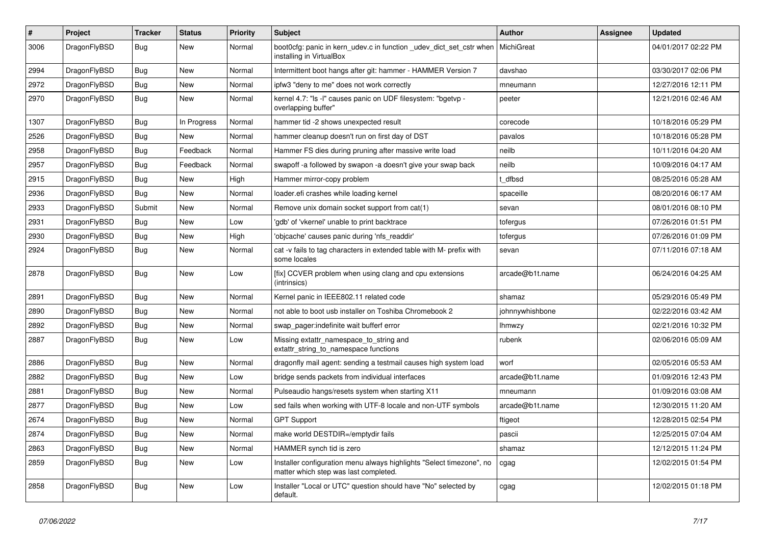| # | Project | Tracker | Status | Priority | Subject | Author | Assignee | Updated |
|---|---|---|---|---|---|---|---|---|
| 3006 | DragonFlyBSD | Bug | New | Normal | boot0cfg: panic in kern_udev.c in function _udev_dict_set_cstr when installing in VirtualBox | MichiGreat | | 04/01/2017 02:22 PM |
| 2994 | DragonFlyBSD | Bug | New | Normal | Intermittent boot hangs after git: hammer - HAMMER Version 7 | davshao | | 03/30/2017 02:06 PM |
| 2972 | DragonFlyBSD | Bug | New | Normal | ipfw3 "deny to me" does not work correctly | mneumann | | 12/27/2016 12:11 PM |
| 2970 | DragonFlyBSD | Bug | New | Normal | kernel 4.7: "ls -l" causes panic on UDF filesystem: "bgetvp - overlapping buffer" | peeter | | 12/21/2016 02:46 AM |
| 1307 | DragonFlyBSD | Bug | In Progress | Normal | hammer tid -2 shows unexpected result | corecode | | 10/18/2016 05:29 PM |
| 2526 | DragonFlyBSD | Bug | New | Normal | hammer cleanup doesn't run on first day of DST | pavalos | | 10/18/2016 05:28 PM |
| 2958 | DragonFlyBSD | Bug | Feedback | Normal | Hammer FS dies during pruning after massive write load | neilb | | 10/11/2016 04:20 AM |
| 2957 | DragonFlyBSD | Bug | Feedback | Normal | swapoff -a followed by swapon -a doesn't give your swap back | neilb | | 10/09/2016 04:17 AM |
| 2915 | DragonFlyBSD | Bug | New | High | Hammer mirror-copy problem | t_dfbsd | | 08/25/2016 05:28 AM |
| 2936 | DragonFlyBSD | Bug | New | Normal | loader.efi crashes while loading kernel | spaceille | | 08/20/2016 06:17 AM |
| 2933 | DragonFlyBSD | Submit | New | Normal | Remove unix domain socket support from cat(1) | sevan | | 08/01/2016 08:10 PM |
| 2931 | DragonFlyBSD | Bug | New | Low | 'gdb' of 'vkernel' unable to print backtrace | tofergus | | 07/26/2016 01:51 PM |
| 2930 | DragonFlyBSD | Bug | New | High | 'objcache' causes panic during 'nfs_readdir' | tofergus | | 07/26/2016 01:09 PM |
| 2924 | DragonFlyBSD | Bug | New | Normal | cat -v fails to tag characters in extended table with M- prefix with some locales | sevan | | 07/11/2016 07:18 AM |
| 2878 | DragonFlyBSD | Bug | New | Low | [fix] CCVER problem when using clang and cpu extensions (intrinsics) | arcade@b1t.name | | 06/24/2016 04:25 AM |
| 2891 | DragonFlyBSD | Bug | New | Normal | Kernel panic in IEEE802.11 related code | shamaz | | 05/29/2016 05:49 PM |
| 2890 | DragonFlyBSD | Bug | New | Normal | not able to boot usb installer on Toshiba Chromebook 2 | johnnywhishbone | | 02/22/2016 03:42 AM |
| 2892 | DragonFlyBSD | Bug | New | Normal | swap_pager:indefinite wait bufferf error | lhmwzy | | 02/21/2016 10:32 PM |
| 2887 | DragonFlyBSD | Bug | New | Low | Missing extattr_namespace_to_string and extattr_string_to_namespace functions | rubenk | | 02/06/2016 05:09 AM |
| 2886 | DragonFlyBSD | Bug | New | Normal | dragonfly mail agent: sending a testmail causes high system load | worf | | 02/05/2016 05:53 AM |
| 2882 | DragonFlyBSD | Bug | New | Low | bridge sends packets from individual interfaces | arcade@b1t.name | | 01/09/2016 12:43 PM |
| 2881 | DragonFlyBSD | Bug | New | Normal | Pulseaudio hangs/resets system when starting X11 | mneumann | | 01/09/2016 03:08 AM |
| 2877 | DragonFlyBSD | Bug | New | Low | sed fails when working with UTF-8 locale and non-UTF symbols | arcade@b1t.name | | 12/30/2015 11:20 AM |
| 2674 | DragonFlyBSD | Bug | New | Normal | GPT Support | ftigeot | | 12/28/2015 02:54 PM |
| 2874 | DragonFlyBSD | Bug | New | Normal | make world DESTDIR=/emptydir fails | pascii | | 12/25/2015 07:04 AM |
| 2863 | DragonFlyBSD | Bug | New | Normal | HAMMER synch tid is zero | shamaz | | 12/12/2015 11:24 PM |
| 2859 | DragonFlyBSD | Bug | New | Low | Installer configuration menu always highlights "Select timezone", no matter which step was last completed. | cgag | | 12/02/2015 01:54 PM |
| 2858 | DragonFlyBSD | Bug | New | Low | Installer "Local or UTC" question should have "No" selected by default. | cgag | | 12/02/2015 01:18 PM |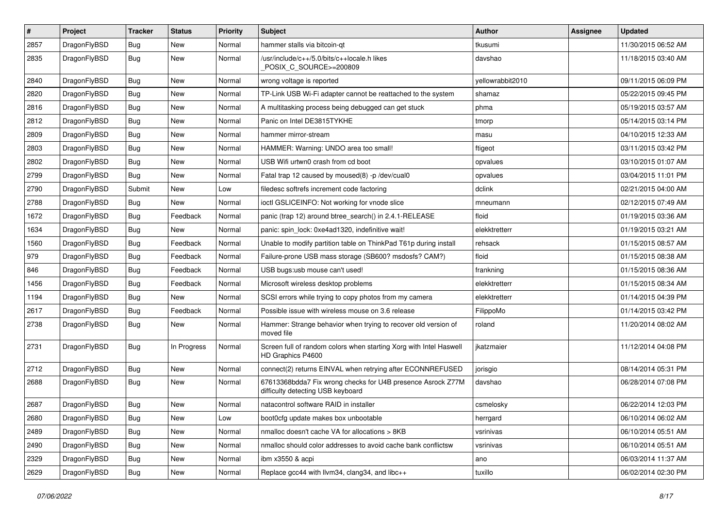| # | Project | Tracker | Status | Priority | Subject | Author | Assignee | Updated |
|---|---|---|---|---|---|---|---|---|
| 2857 | DragonFlyBSD | Bug | New | Normal | hammer stalls via bitcoin-qt | tkusumi | | 11/30/2015 06:52 AM |
| 2835 | DragonFlyBSD | Bug | New | Normal | /usr/include/c++/5.0/bits/c++locale.h likes _POSIX_C_SOURCE>=200809 | davshao | | 11/18/2015 03:40 AM |
| 2840 | DragonFlyBSD | Bug | New | Normal | wrong voltage is reported | yellowrabbit2010 | | 09/11/2015 06:09 PM |
| 2820 | DragonFlyBSD | Bug | New | Normal | TP-Link USB Wi-Fi adapter cannot be reattached to the system | shamaz | | 05/22/2015 09:45 PM |
| 2816 | DragonFlyBSD | Bug | New | Normal | A multitasking process being debugged can get stuck | phma | | 05/19/2015 03:57 AM |
| 2812 | DragonFlyBSD | Bug | New | Normal | Panic on Intel DE3815TYKHE | tmorp | | 05/14/2015 03:14 PM |
| 2809 | DragonFlyBSD | Bug | New | Normal | hammer mirror-stream | masu | | 04/10/2015 12:33 AM |
| 2803 | DragonFlyBSD | Bug | New | Normal | HAMMER: Warning: UNDO area too small! | ftigeot | | 03/11/2015 03:42 PM |
| 2802 | DragonFlyBSD | Bug | New | Normal | USB Wifi urtwn0 crash from cd boot | opvalues | | 03/10/2015 01:07 AM |
| 2799 | DragonFlyBSD | Bug | New | Normal | Fatal trap 12 caused by moused(8) -p /dev/cual0 | opvalues | | 03/04/2015 11:01 PM |
| 2790 | DragonFlyBSD | Submit | New | Low | filedesc softrefs increment code factoring | dclink | | 02/21/2015 04:00 AM |
| 2788 | DragonFlyBSD | Bug | New | Normal | ioctl GSLICEINFO: Not working for vnode slice | mneumann | | 02/12/2015 07:49 AM |
| 1672 | DragonFlyBSD | Bug | Feedback | Normal | panic (trap 12) around btree_search() in 2.4.1-RELEASE | floid | | 01/19/2015 03:36 AM |
| 1634 | DragonFlyBSD | Bug | New | Normal | panic: spin_lock: 0xe4ad1320, indefinitive wait! | elekktretterr | | 01/19/2015 03:21 AM |
| 1560 | DragonFlyBSD | Bug | Feedback | Normal | Unable to modify partition table on ThinkPad T61p during install | rehsack | | 01/15/2015 08:57 AM |
| 979 | DragonFlyBSD | Bug | Feedback | Normal | Failure-prone USB mass storage (SB600? msdosfs? CAM?) | floid | | 01/15/2015 08:38 AM |
| 846 | DragonFlyBSD | Bug | Feedback | Normal | USB bugs:usb mouse can't used! | frankning | | 01/15/2015 08:36 AM |
| 1456 | DragonFlyBSD | Bug | Feedback | Normal | Microsoft wireless desktop problems | elekktretterr | | 01/15/2015 08:34 AM |
| 1194 | DragonFlyBSD | Bug | New | Normal | SCSI errors while trying to copy photos from my camera | elekktretterr | | 01/14/2015 04:39 PM |
| 2617 | DragonFlyBSD | Bug | Feedback | Normal | Possible issue with wireless mouse on 3.6 release | FilippoMo | | 01/14/2015 03:42 PM |
| 2738 | DragonFlyBSD | Bug | New | Normal | Hammer: Strange behavior when trying to recover old version of moved file | roland | | 11/20/2014 08:02 AM |
| 2731 | DragonFlyBSD | Bug | In Progress | Normal | Screen full of random colors when starting Xorg with Intel Haswell HD Graphics P4600 | jkatzmaier | | 11/12/2014 04:08 PM |
| 2712 | DragonFlyBSD | Bug | New | Normal | connect(2) returns EINVAL when retrying after ECONNREFUSED | jorisgio | | 08/14/2014 05:31 PM |
| 2688 | DragonFlyBSD | Bug | New | Normal | 67613368bdda7 Fix wrong checks for U4B presence Asrock Z77M difficulty detecting USB keyboard | davshao | | 06/28/2014 07:08 PM |
| 2687 | DragonFlyBSD | Bug | New | Normal | natacontrol software RAID in installer | csmelosky | | 06/22/2014 12:03 PM |
| 2680 | DragonFlyBSD | Bug | New | Low | boot0cfg update makes box unbootable | herrgard | | 06/10/2014 06:02 AM |
| 2489 | DragonFlyBSD | Bug | New | Normal | nmalloc doesn't cache VA for allocations > 8KB | vsrinivas | | 06/10/2014 05:51 AM |
| 2490 | DragonFlyBSD | Bug | New | Normal | nmalloc should color addresses to avoid cache bank conflictsw | vsrinivas | | 06/10/2014 05:51 AM |
| 2329 | DragonFlyBSD | Bug | New | Normal | ibm x3550 & acpi | ano | | 06/03/2014 11:37 AM |
| 2629 | DragonFlyBSD | Bug | New | Normal | Replace gcc44 with llvm34, clang34, and libc++ | tuxillo | | 06/02/2014 02:30 PM |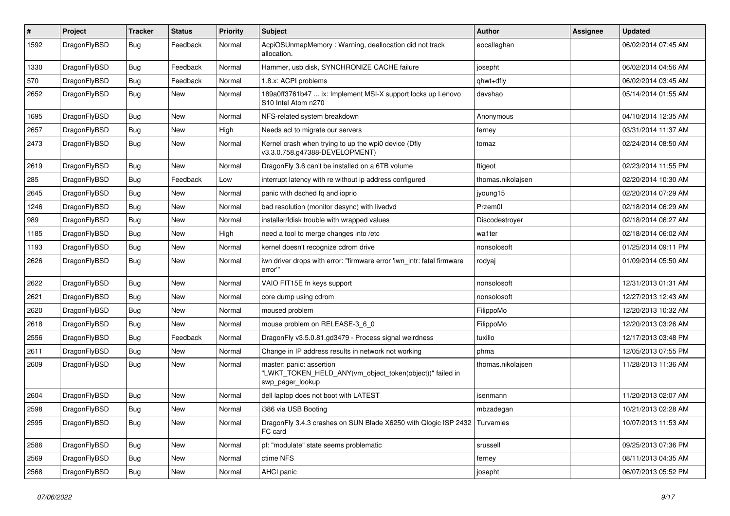| # | Project | Tracker | Status | Priority | Subject | Author | Assignee | Updated |
|---|---|---|---|---|---|---|---|---|
| 1592 | DragonFlyBSD | Bug | Feedback | Normal | AcpiOSUnmapMemory : Warning, deallocation did not track allocation. | eocallaghan | | 06/02/2014 07:45 AM |
| 1330 | DragonFlyBSD | Bug | Feedback | Normal | Hammer, usb disk, SYNCHRONIZE CACHE failure | josepht | | 06/02/2014 04:56 AM |
| 570 | DragonFlyBSD | Bug | Feedback | Normal | 1.8.x: ACPI problems | qhwt+dfly | | 06/02/2014 03:45 AM |
| 2652 | DragonFlyBSD | Bug | New | Normal | 189a0ff3761b47 ... ix: Implement MSI-X support locks up Lenovo S10 Intel Atom n270 | davshao | | 05/14/2014 01:55 AM |
| 1695 | DragonFlyBSD | Bug | New | Normal | NFS-related system breakdown | Anonymous | | 04/10/2014 12:35 AM |
| 2657 | DragonFlyBSD | Bug | New | High | Needs acl to migrate our servers | ferney | | 03/31/2014 11:37 AM |
| 2473 | DragonFlyBSD | Bug | New | Normal | Kernel crash when trying to up the wpi0 device (Dfly v3.3.0.758.g47388-DEVELOPMENT) | tomaz | | 02/24/2014 08:50 AM |
| 2619 | DragonFlyBSD | Bug | New | Normal | DragonFly 3.6 can't be installed on a 6TB volume | ftigeot | | 02/23/2014 11:55 PM |
| 285 | DragonFlyBSD | Bug | Feedback | Low | interrupt latency with re without ip address configured | thomas.nikolajsen | | 02/20/2014 10:30 AM |
| 2645 | DragonFlyBSD | Bug | New | Normal | panic with dsched fq and ioprio | jyoung15 | | 02/20/2014 07:29 AM |
| 1246 | DragonFlyBSD | Bug | New | Normal | bad resolution (monitor desync) with livedvd | Przem0l | | 02/18/2014 06:29 AM |
| 989 | DragonFlyBSD | Bug | New | Normal | installer/fdisk trouble with wrapped values | Discodestroyer | | 02/18/2014 06:27 AM |
| 1185 | DragonFlyBSD | Bug | New | High | need a tool to merge changes into /etc | wa1ter | | 02/18/2014 06:02 AM |
| 1193 | DragonFlyBSD | Bug | New | Normal | kernel doesn't recognize cdrom drive | nonsolosoft | | 01/25/2014 09:11 PM |
| 2626 | DragonFlyBSD | Bug | New | Normal | iwn driver drops with error: "firmware error 'iwn_intr: fatal firmware error'" | rodyaj | | 01/09/2014 05:50 AM |
| 2622 | DragonFlyBSD | Bug | New | Normal | VAIO FIT15E fn keys support | nonsolosoft | | 12/31/2013 01:31 AM |
| 2621 | DragonFlyBSD | Bug | New | Normal | core dump using cdrom | nonsolosoft | | 12/27/2013 12:43 AM |
| 2620 | DragonFlyBSD | Bug | New | Normal | moused problem | FilippoMo | | 12/20/2013 10:32 AM |
| 2618 | DragonFlyBSD | Bug | New | Normal | mouse problem on RELEASE-3_6_0 | FilippoMo | | 12/20/2013 03:26 AM |
| 2556 | DragonFlyBSD | Bug | Feedback | Normal | DragonFly v3.5.0.81.gd3479 - Process signal weirdness | tuxillo | | 12/17/2013 03:48 PM |
| 2611 | DragonFlyBSD | Bug | New | Normal | Change in IP address results in network not working | phma | | 12/05/2013 07:55 PM |
| 2609 | DragonFlyBSD | Bug | New | Normal | master: panic: assertion "LWKT_TOKEN_HELD_ANY(vm_object_token(object))" failed in swp_pager_lookup | thomas.nikolajsen | | 11/28/2013 11:36 AM |
| 2604 | DragonFlyBSD | Bug | New | Normal | dell laptop does not boot with LATEST | isenmann | | 11/20/2013 02:07 AM |
| 2598 | DragonFlyBSD | Bug | New | Normal | i386 via USB Booting | mbzadegan | | 10/21/2013 02:28 AM |
| 2595 | DragonFlyBSD | Bug | New | Normal | DragonFly 3.4.3 crashes on SUN Blade X6250 with Qlogic ISP 2432 FC card | Turvamies | | 10/07/2013 11:53 AM |
| 2586 | DragonFlyBSD | Bug | New | Normal | pf: "modulate" state seems problematic | srussell | | 09/25/2013 07:36 PM |
| 2569 | DragonFlyBSD | Bug | New | Normal | ctime NFS | ferney | | 08/11/2013 04:35 AM |
| 2568 | DragonFlyBSD | Bug | New | Normal | AHCI panic | josepht | | 06/07/2013 05:52 PM |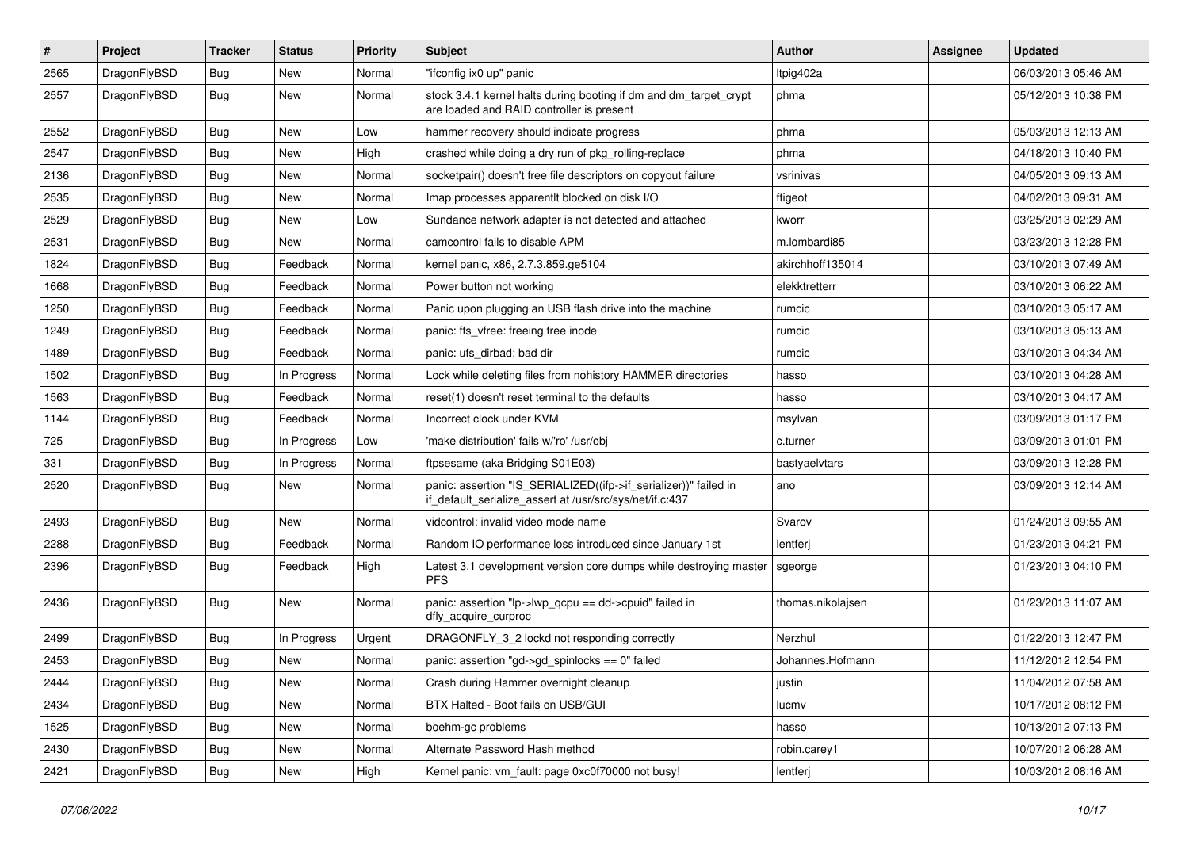| # | Project | Tracker | Status | Priority | Subject | Author | Assignee | Updated |
|---|---|---|---|---|---|---|---|---|
| 2565 | DragonFlyBSD | Bug | New | Normal | "ifconfig ix0 up" panic | ltpig402a | | 06/03/2013 05:46 AM |
| 2557 | DragonFlyBSD | Bug | New | Normal | stock 3.4.1 kernel halts during booting if dm and dm_target_crypt are loaded and RAID controller is present | phma | | 05/12/2013 10:38 PM |
| 2552 | DragonFlyBSD | Bug | New | Low | hammer recovery should indicate progress | phma | | 05/03/2013 12:13 AM |
| 2547 | DragonFlyBSD | Bug | New | High | crashed while doing a dry run of pkg_rolling-replace | phma | | 04/18/2013 10:40 PM |
| 2136 | DragonFlyBSD | Bug | New | Normal | socketpair() doesn't free file descriptors on copyout failure | vsrinivas | | 04/05/2013 09:13 AM |
| 2535 | DragonFlyBSD | Bug | New | Normal | Imap processes apparentlt blocked on disk I/O | ftigeot | | 04/02/2013 09:31 AM |
| 2529 | DragonFlyBSD | Bug | New | Low | Sundance network adapter is not detected and attached | kworr | | 03/25/2013 02:29 AM |
| 2531 | DragonFlyBSD | Bug | New | Normal | camcontrol fails to disable APM | m.lombardi85 | | 03/23/2013 12:28 PM |
| 1824 | DragonFlyBSD | Bug | Feedback | Normal | kernel panic, x86, 2.7.3.859.ge5104 | akirchhoff135014 | | 03/10/2013 07:49 AM |
| 1668 | DragonFlyBSD | Bug | Feedback | Normal | Power button not working | elekktretterr | | 03/10/2013 06:22 AM |
| 1250 | DragonFlyBSD | Bug | Feedback | Normal | Panic upon plugging an USB flash drive into the machine | rumcic | | 03/10/2013 05:17 AM |
| 1249 | DragonFlyBSD | Bug | Feedback | Normal | panic: ffs_vfree: freeing free inode | rumcic | | 03/10/2013 05:13 AM |
| 1489 | DragonFlyBSD | Bug | Feedback | Normal | panic: ufs_dirbad: bad dir | rumcic | | 03/10/2013 04:34 AM |
| 1502 | DragonFlyBSD | Bug | In Progress | Normal | Lock while deleting files from nohistory HAMMER directories | hasso | | 03/10/2013 04:28 AM |
| 1563 | DragonFlyBSD | Bug | Feedback | Normal | reset(1) doesn't reset terminal to the defaults | hasso | | 03/10/2013 04:17 AM |
| 1144 | DragonFlyBSD | Bug | Feedback | Normal | Incorrect clock under KVM | msylvan | | 03/09/2013 01:17 PM |
| 725 | DragonFlyBSD | Bug | In Progress | Low | 'make distribution' fails w/'ro' /usr/obj | c.turner | | 03/09/2013 01:01 PM |
| 331 | DragonFlyBSD | Bug | In Progress | Normal | ftpsesame (aka Bridging S01E03) | bastyaelvtars | | 03/09/2013 12:28 PM |
| 2520 | DragonFlyBSD | Bug | New | Normal | panic: assertion "IS_SERIALIZED((ifp->if_serializer))" failed in if_default_serialize_assert at /usr/src/sys/net/if.c:437 | ano | | 03/09/2013 12:14 AM |
| 2493 | DragonFlyBSD | Bug | New | Normal | vidcontrol: invalid video mode name | Svarov | | 01/24/2013 09:55 AM |
| 2288 | DragonFlyBSD | Bug | Feedback | Normal | Random IO performance loss introduced since January 1st | lentferj | | 01/23/2013 04:21 PM |
| 2396 | DragonFlyBSD | Bug | Feedback | High | Latest 3.1 development version core dumps while destroying master PFS | sgeorge | | 01/23/2013 04:10 PM |
| 2436 | DragonFlyBSD | Bug | New | Normal | panic: assertion "lp->lwp_qcpu == dd->cpuid" failed in dfly_acquire_curproc | thomas.nikolajsen | | 01/23/2013 11:07 AM |
| 2499 | DragonFlyBSD | Bug | In Progress | Urgent | DRAGONFLY_3_2 lockd not responding correctly | Nerzhul | | 01/22/2013 12:47 PM |
| 2453 | DragonFlyBSD | Bug | New | Normal | panic: assertion "gd->gd_spinlocks == 0" failed | Johannes.Hofmann | | 11/12/2012 12:54 PM |
| 2444 | DragonFlyBSD | Bug | New | Normal | Crash during Hammer overnight cleanup | justin | | 11/04/2012 07:58 AM |
| 2434 | DragonFlyBSD | Bug | New | Normal | BTX Halted - Boot fails on USB/GUI | lucmv | | 10/17/2012 08:12 PM |
| 1525 | DragonFlyBSD | Bug | New | Normal | boehm-gc problems | hasso | | 10/13/2012 07:13 PM |
| 2430 | DragonFlyBSD | Bug | New | Normal | Alternate Password Hash method | robin.carey1 | | 10/07/2012 06:28 AM |
| 2421 | DragonFlyBSD | Bug | New | High | Kernel panic: vm_fault: page 0xc0f70000 not busy! | lentferj | | 10/03/2012 08:16 AM |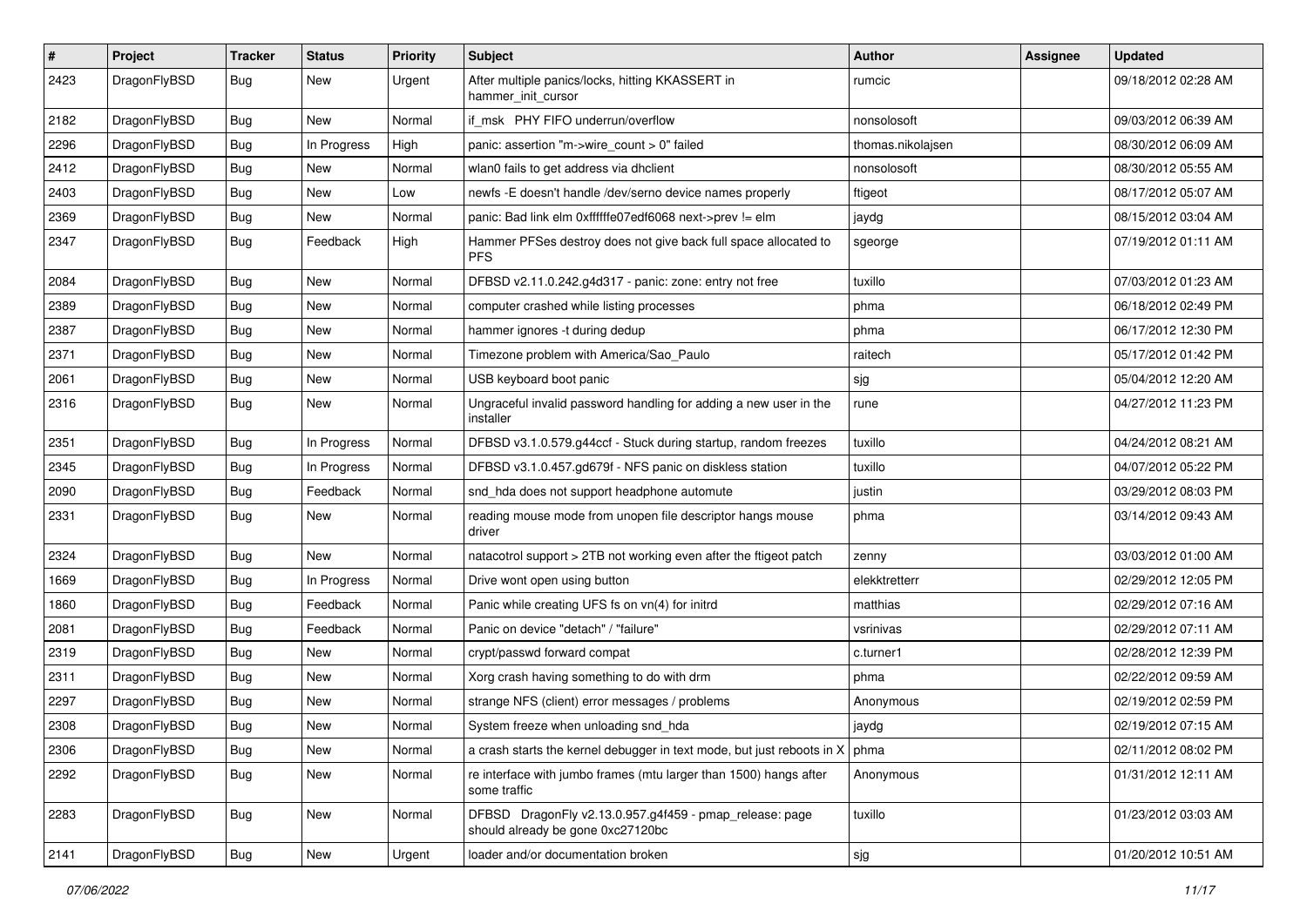| # | Project | Tracker | Status | Priority | Subject | Author | Assignee | Updated |
|---|---|---|---|---|---|---|---|---|
| 2423 | DragonFlyBSD | Bug | New | Urgent | After multiple panics/locks, hitting KKASSERT in hammer_init_cursor | rumcic | | 09/18/2012 02:28 AM |
| 2182 | DragonFlyBSD | Bug | New | Normal | if_msk PHY FIFO underrun/overflow | nonsolosoft | | 09/03/2012 06:39 AM |
| 2296 | DragonFlyBSD | Bug | In Progress | High | panic: assertion "m->wire_count > 0" failed | thomas.nikolajsen | | 08/30/2012 06:09 AM |
| 2412 | DragonFlyBSD | Bug | New | Normal | wlan0 fails to get address via dhclient | nonsolosoft | | 08/30/2012 05:55 AM |
| 2403 | DragonFlyBSD | Bug | New | Low | newfs -E doesn't handle /dev/serno device names properly | ftigeot | | 08/17/2012 05:07 AM |
| 2369 | DragonFlyBSD | Bug | New | Normal | panic: Bad link elm 0xffffffe07edf6068 next->prev != elm | jaydg | | 08/15/2012 03:04 AM |
| 2347 | DragonFlyBSD | Bug | Feedback | High | Hammer PFSes destroy does not give back full space allocated to PFS | sgeorge | | 07/19/2012 01:11 AM |
| 2084 | DragonFlyBSD | Bug | New | Normal | DFBSD v2.11.0.242.g4d317 - panic: zone: entry not free | tuxillo | | 07/03/2012 01:23 AM |
| 2389 | DragonFlyBSD | Bug | New | Normal | computer crashed while listing processes | phma | | 06/18/2012 02:49 PM |
| 2387 | DragonFlyBSD | Bug | New | Normal | hammer ignores -t during dedup | phma | | 06/17/2012 12:30 PM |
| 2371 | DragonFlyBSD | Bug | New | Normal | Timezone problem with America/Sao_Paulo | raitech | | 05/17/2012 01:42 PM |
| 2061 | DragonFlyBSD | Bug | New | Normal | USB keyboard boot panic | sjg | | 05/04/2012 12:20 AM |
| 2316 | DragonFlyBSD | Bug | New | Normal | Ungraceful invalid password handling for adding a new user in the installer | rune | | 04/27/2012 11:23 PM |
| 2351 | DragonFlyBSD | Bug | In Progress | Normal | DFBSD v3.1.0.579.g44ccf - Stuck during startup, random freezes | tuxillo | | 04/24/2012 08:21 AM |
| 2345 | DragonFlyBSD | Bug | In Progress | Normal | DFBSD v3.1.0.457.gd679f - NFS panic on diskless station | tuxillo | | 04/07/2012 05:22 PM |
| 2090 | DragonFlyBSD | Bug | Feedback | Normal | snd_hda does not support headphone automute | justin | | 03/29/2012 08:03 PM |
| 2331 | DragonFlyBSD | Bug | New | Normal | reading mouse mode from unopen file descriptor hangs mouse driver | phma | | 03/14/2012 09:43 AM |
| 2324 | DragonFlyBSD | Bug | New | Normal | natacotrol support > 2TB not working even after the ftigeot patch | zenny | | 03/03/2012 01:00 AM |
| 1669 | DragonFlyBSD | Bug | In Progress | Normal | Drive wont open using button | elekktretterr | | 02/29/2012 12:05 PM |
| 1860 | DragonFlyBSD | Bug | Feedback | Normal | Panic while creating UFS fs on vn(4) for initrd | matthias | | 02/29/2012 07:16 AM |
| 2081 | DragonFlyBSD | Bug | Feedback | Normal | Panic on device "detach" / "failure" | vsrinivas | | 02/29/2012 07:11 AM |
| 2319 | DragonFlyBSD | Bug | New | Normal | crypt/passwd forward compat | c.turner1 | | 02/28/2012 12:39 PM |
| 2311 | DragonFlyBSD | Bug | New | Normal | Xorg crash having something to do with drm | phma | | 02/22/2012 09:59 AM |
| 2297 | DragonFlyBSD | Bug | New | Normal | strange NFS (client) error messages / problems | Anonymous | | 02/19/2012 02:59 PM |
| 2308 | DragonFlyBSD | Bug | New | Normal | System freeze when unloading snd_hda | jaydg | | 02/19/2012 07:15 AM |
| 2306 | DragonFlyBSD | Bug | New | Normal | a crash starts the kernel debugger in text mode, but just reboots in X | phma | | 02/11/2012 08:02 PM |
| 2292 | DragonFlyBSD | Bug | New | Normal | re interface with jumbo frames (mtu larger than 1500) hangs after some traffic | Anonymous | | 01/31/2012 12:11 AM |
| 2283 | DragonFlyBSD | Bug | New | Normal | DFBSD DragonFly v2.13.0.957.g4f459 - pmap_release: page should already be gone 0xc27120bc | tuxillo | | 01/23/2012 03:03 AM |
| 2141 | DragonFlyBSD | Bug | New | Urgent | loader and/or documentation broken | sjg | | 01/20/2012 10:51 AM |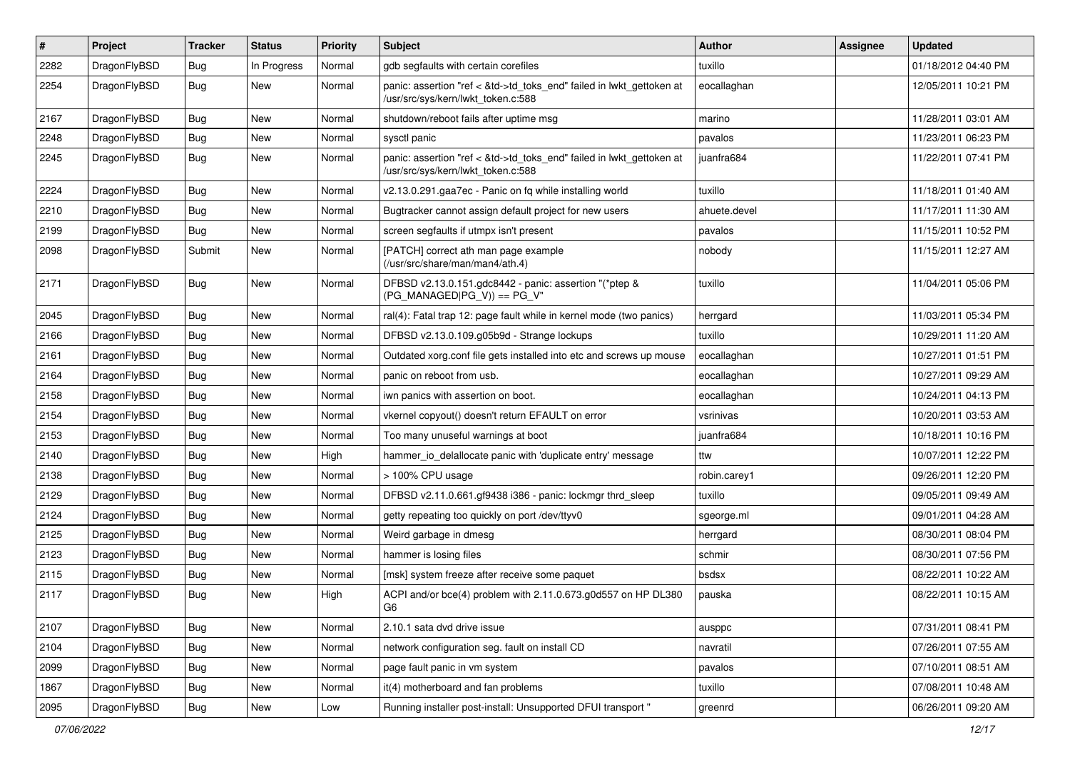| # | Project | Tracker | Status | Priority | Subject | Author | Assignee | Updated |
|---|---|---|---|---|---|---|---|---|
| 2282 | DragonFlyBSD | Bug | In Progress | Normal | gdb segfaults with certain corefiles | tuxillo | | 01/18/2012 04:40 PM |
| 2254 | DragonFlyBSD | Bug | New | Normal | panic: assertion "ref < &td->td_toks_end" failed in lwkt_gettoken at /usr/src/sys/kern/lwkt_token.c:588 | eocallaghan | | 12/05/2011 10:21 PM |
| 2167 | DragonFlyBSD | Bug | New | Normal | shutdown/reboot fails after uptime msg | marino | | 11/28/2011 03:01 AM |
| 2248 | DragonFlyBSD | Bug | New | Normal | sysctl panic | pavalos | | 11/23/2011 06:23 PM |
| 2245 | DragonFlyBSD | Bug | New | Normal | panic: assertion "ref < &td->td_toks_end" failed in lwkt_gettoken at /usr/src/sys/kern/lwkt_token.c:588 | juanfra684 | | 11/22/2011 07:41 PM |
| 2224 | DragonFlyBSD | Bug | New | Normal | v2.13.0.291.gaa7ec - Panic on fq while installing world | tuxillo | | 11/18/2011 01:40 AM |
| 2210 | DragonFlyBSD | Bug | New | Normal | Bugtracker cannot assign default project for new users | ahuete.devel | | 11/17/2011 11:30 AM |
| 2199 | DragonFlyBSD | Bug | New | Normal | screen segfaults if utmpx isn't present | pavalos | | 11/15/2011 10:52 PM |
| 2098 | DragonFlyBSD | Submit | New | Normal | [PATCH] correct ath man page example (/usr/src/share/man/man4/ath.4) | nobody | | 11/15/2011 12:27 AM |
| 2171 | DragonFlyBSD | Bug | New | Normal | DFBSD v2.13.0.151.gdc8442 - panic: assertion "(*ptep & (PG_MANAGED\|PG_V)) == PG_V" | tuxillo | | 11/04/2011 05:06 PM |
| 2045 | DragonFlyBSD | Bug | New | Normal | ral(4): Fatal trap 12: page fault while in kernel mode (two panics) | herrgard | | 11/03/2011 05:34 PM |
| 2166 | DragonFlyBSD | Bug | New | Normal | DFBSD v2.13.0.109.g05b9d - Strange lockups | tuxillo | | 10/29/2011 11:20 AM |
| 2161 | DragonFlyBSD | Bug | New | Normal | Outdated xorg.conf file gets installed into etc and screws up mouse | eocallaghan | | 10/27/2011 01:51 PM |
| 2164 | DragonFlyBSD | Bug | New | Normal | panic on reboot from usb. | eocallaghan | | 10/27/2011 09:29 AM |
| 2158 | DragonFlyBSD | Bug | New | Normal | iwn panics with assertion on boot. | eocallaghan | | 10/24/2011 04:13 PM |
| 2154 | DragonFlyBSD | Bug | New | Normal | vkernel copyout() doesn't return EFAULT on error | vsrinivas | | 10/20/2011 03:53 AM |
| 2153 | DragonFlyBSD | Bug | New | Normal | Too many unuseful warnings at boot | juanfra684 | | 10/18/2011 10:16 PM |
| 2140 | DragonFlyBSD | Bug | New | High | hammer_io_delallocate panic with 'duplicate entry' message | ttw | | 10/07/2011 12:22 PM |
| 2138 | DragonFlyBSD | Bug | New | Normal | > 100% CPU usage | robin.carey1 | | 09/26/2011 12:20 PM |
| 2129 | DragonFlyBSD | Bug | New | Normal | DFBSD v2.11.0.661.gf9438 i386 - panic: lockmgr thrd_sleep | tuxillo | | 09/05/2011 09:49 AM |
| 2124 | DragonFlyBSD | Bug | New | Normal | getty repeating too quickly on port /dev/ttyv0 | sgeorge.ml | | 09/01/2011 04:28 AM |
| 2125 | DragonFlyBSD | Bug | New | Normal | Weird garbage in dmesg | herrgard | | 08/30/2011 08:04 PM |
| 2123 | DragonFlyBSD | Bug | New | Normal | hammer is losing files | schmir | | 08/30/2011 07:56 PM |
| 2115 | DragonFlyBSD | Bug | New | Normal | [msk] system freeze after receive some paquet | bsdsx | | 08/22/2011 10:22 AM |
| 2117 | DragonFlyBSD | Bug | New | High | ACPI and/or bce(4) problem with 2.11.0.673.g0d557 on HP DL380 G6 | pauska | | 08/22/2011 10:15 AM |
| 2107 | DragonFlyBSD | Bug | New | Normal | 2.10.1 sata dvd drive issue | ausppc | | 07/31/2011 08:41 PM |
| 2104 | DragonFlyBSD | Bug | New | Normal | network configuration seg. fault on install CD | navratil | | 07/26/2011 07:55 AM |
| 2099 | DragonFlyBSD | Bug | New | Normal | page fault panic in vm system | pavalos | | 07/10/2011 08:51 AM |
| 1867 | DragonFlyBSD | Bug | New | Normal | it(4) motherboard and fan problems | tuxillo | | 07/08/2011 10:48 AM |
| 2095 | DragonFlyBSD | Bug | New | Low | Running installer post-install: Unsupported DFUI transport " | greenrd | | 06/26/2011 09:20 AM |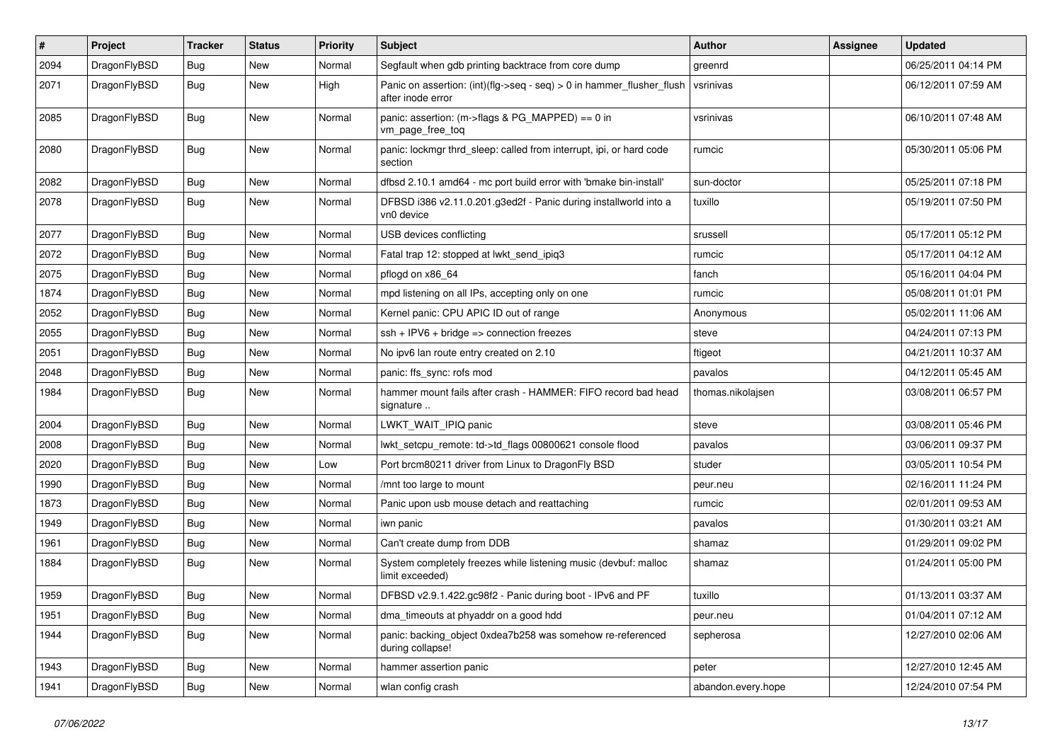| # | Project | Tracker | Status | Priority | Subject | Author | Assignee | Updated |
|---|---|---|---|---|---|---|---|---|
| 2094 | DragonFlyBSD | Bug | New | Normal | Segfault when gdb printing backtrace from core dump | greenrd | | 06/25/2011 04:14 PM |
| 2071 | DragonFlyBSD | Bug | New | High | Panic on assertion: (int)(flg->seq - seq) > 0 in hammer_flusher_flush after inode error | vsrinivas | | 06/12/2011 07:59 AM |
| 2085 | DragonFlyBSD | Bug | New | Normal | panic: assertion: (m->flags & PG_MAPPED) == 0 in vm_page_free_toq | vsrinivas | | 06/10/2011 07:48 AM |
| 2080 | DragonFlyBSD | Bug | New | Normal | panic: lockmgr thrd_sleep: called from interrupt, ipi, or hard code section | rumcic | | 05/30/2011 05:06 PM |
| 2082 | DragonFlyBSD | Bug | New | Normal | dfbsd 2.10.1 amd64 - mc port build error with 'bmake bin-install' | sun-doctor | | 05/25/2011 07:18 PM |
| 2078 | DragonFlyBSD | Bug | New | Normal | DFBSD i386 v2.11.0.201.g3ed2f - Panic during installworld into a vn0 device | tuxillo | | 05/19/2011 07:50 PM |
| 2077 | DragonFlyBSD | Bug | New | Normal | USB devices conflicting | srussell | | 05/17/2011 05:12 PM |
| 2072 | DragonFlyBSD | Bug | New | Normal | Fatal trap 12: stopped at lwkt_send_ipiq3 | rumcic | | 05/17/2011 04:12 AM |
| 2075 | DragonFlyBSD | Bug | New | Normal | pflogd on x86_64 | fanch | | 05/16/2011 04:04 PM |
| 1874 | DragonFlyBSD | Bug | New | Normal | mpd listening on all IPs, accepting only on one | rumcic | | 05/08/2011 01:01 PM |
| 2052 | DragonFlyBSD | Bug | New | Normal | Kernel panic: CPU APIC ID out of range | Anonymous | | 05/02/2011 11:06 AM |
| 2055 | DragonFlyBSD | Bug | New | Normal | ssh + IPV6 + bridge => connection freezes | steve | | 04/24/2011 07:13 PM |
| 2051 | DragonFlyBSD | Bug | New | Normal | No ipv6 lan route entry created on 2.10 | ftigeot | | 04/21/2011 10:37 AM |
| 2048 | DragonFlyBSD | Bug | New | Normal | panic: ffs_sync: rofs mod | pavalos | | 04/12/2011 05:45 AM |
| 1984 | DragonFlyBSD | Bug | New | Normal | hammer mount fails after crash - HAMMER: FIFO record bad head signature .. | thomas.nikolajsen | | 03/08/2011 06:57 PM |
| 2004 | DragonFlyBSD | Bug | New | Normal | LWKT_WAIT_IPIQ panic | steve | | 03/08/2011 05:46 PM |
| 2008 | DragonFlyBSD | Bug | New | Normal | lwkt_setcpu_remote: td->td_flags 00800621 console flood | pavalos | | 03/06/2011 09:37 PM |
| 2020 | DragonFlyBSD | Bug | New | Low | Port brcm80211 driver from Linux to DragonFly BSD | studer | | 03/05/2011 10:54 PM |
| 1990 | DragonFlyBSD | Bug | New | Normal | /mnt too large to mount | peur.neu | | 02/16/2011 11:24 PM |
| 1873 | DragonFlyBSD | Bug | New | Normal | Panic upon usb mouse detach and reattaching | rumcic | | 02/01/2011 09:53 AM |
| 1949 | DragonFlyBSD | Bug | New | Normal | iwn panic | pavalos | | 01/30/2011 03:21 AM |
| 1961 | DragonFlyBSD | Bug | New | Normal | Can't create dump from DDB | shamaz | | 01/29/2011 09:02 PM |
| 1884 | DragonFlyBSD | Bug | New | Normal | System completely freezes while listening music (devbuf: malloc limit exceeded) | shamaz | | 01/24/2011 05:00 PM |
| 1959 | DragonFlyBSD | Bug | New | Normal | DFBSD v2.9.1.422.gc98f2 - Panic during boot - IPv6 and PF | tuxillo | | 01/13/2011 03:37 AM |
| 1951 | DragonFlyBSD | Bug | New | Normal | dma_timeouts at phyaddr on a good hdd | peur.neu | | 01/04/2011 07:12 AM |
| 1944 | DragonFlyBSD | Bug | New | Normal | panic: backing_object 0xdea7b258 was somehow re-referenced during collapse! | sepherosa | | 12/27/2010 02:06 AM |
| 1943 | DragonFlyBSD | Bug | New | Normal | hammer assertion panic | peter | | 12/27/2010 12:45 AM |
| 1941 | DragonFlyBSD | Bug | New | Normal | wlan config crash | abandon.every.hope | | 12/24/2010 07:54 PM |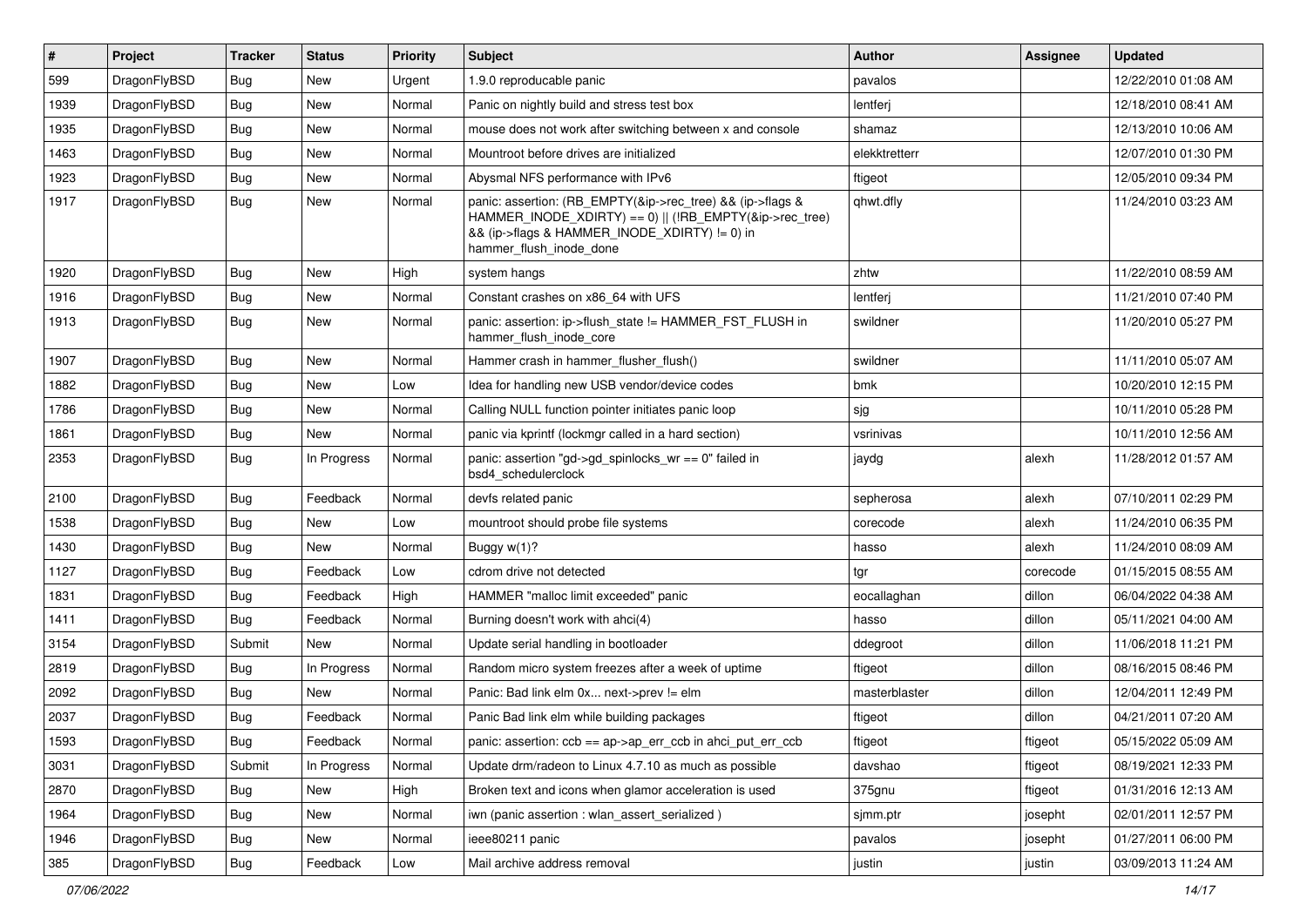| # | Project | Tracker | Status | Priority | Subject | Author | Assignee | Updated |
|---|---|---|---|---|---|---|---|---|
| 599 | DragonFlyBSD | Bug | New | Urgent | 1.9.0 reproducable panic | pavalos | | 12/22/2010 01:08 AM |
| 1939 | DragonFlyBSD | Bug | New | Normal | Panic on nightly build and stress test box | lentferj | | 12/18/2010 08:41 AM |
| 1935 | DragonFlyBSD | Bug | New | Normal | mouse does not work after switching between x and console | shamaz | | 12/13/2010 10:06 AM |
| 1463 | DragonFlyBSD | Bug | New | Normal | Mountroot before drives are initialized | elekktretterr | | 12/07/2010 01:30 PM |
| 1923 | DragonFlyBSD | Bug | New | Normal | Abysmal NFS performance with IPv6 | ftigeot | | 12/05/2010 09:34 PM |
| 1917 | DragonFlyBSD | Bug | New | Normal | panic: assertion: (RB_EMPTY(&ip->rec_tree) && (ip->flags & HAMMER_INODE_XDIRTY) == 0) \|\| (!RB_EMPTY(&ip->rec_tree) && (ip->flags & HAMMER_INODE_XDIRTY) != 0) in hammer_flush_inode_done | qhwt.dfly | | 11/24/2010 03:23 AM |
| 1920 | DragonFlyBSD | Bug | New | High | system hangs | zhtw | | 11/22/2010 08:59 AM |
| 1916 | DragonFlyBSD | Bug | New | Normal | Constant crashes on x86_64 with UFS | lentferj | | 11/21/2010 07:40 PM |
| 1913 | DragonFlyBSD | Bug | New | Normal | panic: assertion: ip->flush_state != HAMMER_FST_FLUSH in hammer_flush_inode_core | swildner | | 11/20/2010 05:27 PM |
| 1907 | DragonFlyBSD | Bug | New | Normal | Hammer crash in hammer_flusher_flush() | swildner | | 11/11/2010 05:07 AM |
| 1882 | DragonFlyBSD | Bug | New | Low | Idea for handling new USB vendor/device codes | bmk | | 10/20/2010 12:15 PM |
| 1786 | DragonFlyBSD | Bug | New | Normal | Calling NULL function pointer initiates panic loop | sjg | | 10/11/2010 05:28 PM |
| 1861 | DragonFlyBSD | Bug | New | Normal | panic via kprintf (lockmgr called in a hard section) | vsrinivas | | 10/11/2010 12:56 AM |
| 2353 | DragonFlyBSD | Bug | In Progress | Normal | panic: assertion "gd->gd_spinlocks_wr == 0" failed in bsd4_schedulerclock | jaydg | alexh | 11/28/2012 01:57 AM |
| 2100 | DragonFlyBSD | Bug | Feedback | Normal | devfs related panic | sepherosa | alexh | 07/10/2011 02:29 PM |
| 1538 | DragonFlyBSD | Bug | New | Low | mountroot should probe file systems | corecode | alexh | 11/24/2010 06:35 PM |
| 1430 | DragonFlyBSD | Bug | New | Normal | Buggy w(1)? | hasso | alexh | 11/24/2010 08:09 AM |
| 1127 | DragonFlyBSD | Bug | Feedback | Low | cdrom drive not detected | tgr | corecode | 01/15/2015 08:55 AM |
| 1831 | DragonFlyBSD | Bug | Feedback | High | HAMMER "malloc limit exceeded" panic | eocallaghan | dillon | 06/04/2022 04:38 AM |
| 1411 | DragonFlyBSD | Bug | Feedback | Normal | Burning doesn't work with ahci(4) | hasso | dillon | 05/11/2021 04:00 AM |
| 3154 | DragonFlyBSD | Submit | New | Normal | Update serial handling in bootloader | ddegroot | dillon | 11/06/2018 11:21 PM |
| 2819 | DragonFlyBSD | Bug | In Progress | Normal | Random micro system freezes after a week of uptime | ftigeot | dillon | 08/16/2015 08:46 PM |
| 2092 | DragonFlyBSD | Bug | New | Normal | Panic: Bad link elm 0x... next->prev != elm | masterblaster | dillon | 12/04/2011 12:49 PM |
| 2037 | DragonFlyBSD | Bug | Feedback | Normal | Panic Bad link elm while building packages | ftigeot | dillon | 04/21/2011 07:20 AM |
| 1593 | DragonFlyBSD | Bug | Feedback | Normal | panic: assertion: ccb == ap->ap_err_ccb in ahci_put_err_ccb | ftigeot | ftigeot | 05/15/2022 05:09 AM |
| 3031 | DragonFlyBSD | Submit | In Progress | Normal | Update drm/radeon to Linux 4.7.10 as much as possible | davshao | ftigeot | 08/19/2021 12:33 PM |
| 2870 | DragonFlyBSD | Bug | New | High | Broken text and icons when glamor acceleration is used | 375gnu | ftigeot | 01/31/2016 12:13 AM |
| 1964 | DragonFlyBSD | Bug | New | Normal | iwn (panic assertion : wlan_assert_serialized ) | sjmm.ptr | josepht | 02/01/2011 12:57 PM |
| 1946 | DragonFlyBSD | Bug | New | Normal | ieee80211 panic | pavalos | josepht | 01/27/2011 06:00 PM |
| 385 | DragonFlyBSD | Bug | Feedback | Low | Mail archive address removal | justin | justin | 03/09/2013 11:24 AM |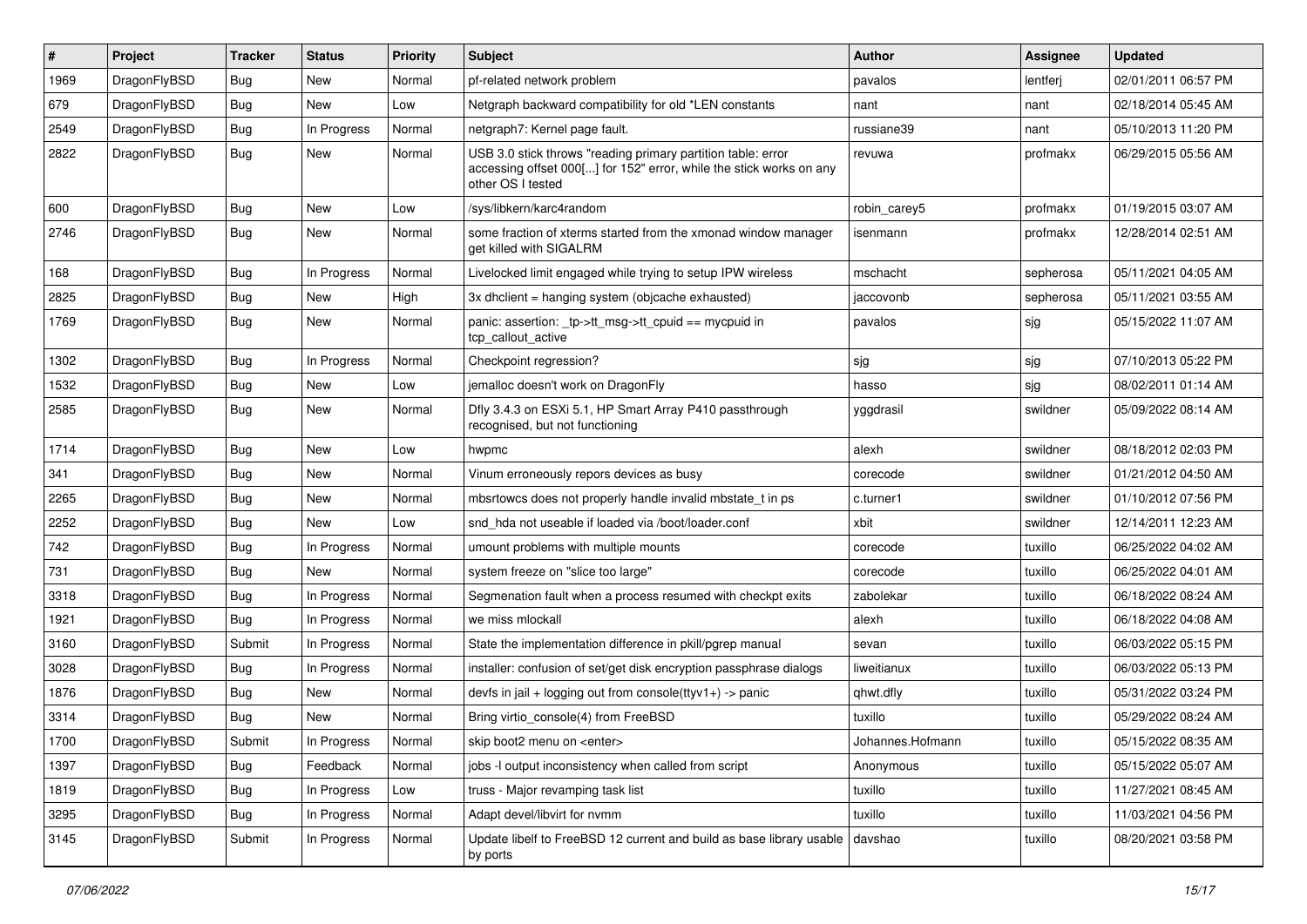| # | Project | Tracker | Status | Priority | Subject | Author | Assignee | Updated |
|---|---|---|---|---|---|---|---|---|
| 1969 | DragonFlyBSD | Bug | New | Normal | pf-related network problem | pavalos | lentferj | 02/01/2011 06:57 PM |
| 679 | DragonFlyBSD | Bug | New | Low | Netgraph backward compatibility for old *LEN constants | nant | nant | 02/18/2014 05:45 AM |
| 2549 | DragonFlyBSD | Bug | In Progress | Normal | netgraph7: Kernel page fault. | russiane39 | nant | 05/10/2013 11:20 PM |
| 2822 | DragonFlyBSD | Bug | New | Normal | USB 3.0 stick throws "reading primary partition table: error accessing offset 000[...] for 152" error, while the stick works on any other OS I tested | revuwa | profmakx | 06/29/2015 05:56 AM |
| 600 | DragonFlyBSD | Bug | New | Low | /sys/libkern/karc4random | robin_carey5 | profmakx | 01/19/2015 03:07 AM |
| 2746 | DragonFlyBSD | Bug | New | Normal | some fraction of xterms started from the xmonad window manager get killed with SIGALRM | isenmann | profmakx | 12/28/2014 02:51 AM |
| 168 | DragonFlyBSD | Bug | In Progress | Normal | Livelocked limit engaged while trying to setup IPW wireless | mschacht | sepherosa | 05/11/2021 04:05 AM |
| 2825 | DragonFlyBSD | Bug | New | High | 3x dhclient = hanging system (objcache exhausted) | jaccovonb | sepherosa | 05/11/2021 03:55 AM |
| 1769 | DragonFlyBSD | Bug | New | Normal | panic: assertion: _tp->tt_msg->tt_cpuid == mycpuid in tcp_callout_active | pavalos | sjg | 05/15/2022 11:07 AM |
| 1302 | DragonFlyBSD | Bug | In Progress | Normal | Checkpoint regression? | sjg | sjg | 07/10/2013 05:22 PM |
| 1532 | DragonFlyBSD | Bug | New | Low | jemalloc doesn't work on DragonFly | hasso | sjg | 08/02/2011 01:14 AM |
| 2585 | DragonFlyBSD | Bug | New | Normal | Dfly 3.4.3 on ESXi 5.1, HP Smart Array P410 passthrough recognised, but not functioning | yggdrasil | swildner | 05/09/2022 08:14 AM |
| 1714 | DragonFlyBSD | Bug | New | Low | hwpmc | alexh | swildner | 08/18/2012 02:03 PM |
| 341 | DragonFlyBSD | Bug | New | Normal | Vinum erroneously repors devices as busy | corecode | swildner | 01/21/2012 04:50 AM |
| 2265 | DragonFlyBSD | Bug | New | Normal | mbsrtowcs does not properly handle invalid mbstate_t in ps | c.turner1 | swildner | 01/10/2012 07:56 PM |
| 2252 | DragonFlyBSD | Bug | New | Low | snd_hda not useable if loaded via /boot/loader.conf | xbit | swildner | 12/14/2011 12:23 AM |
| 742 | DragonFlyBSD | Bug | In Progress | Normal | umount problems with multiple mounts | corecode | tuxillo | 06/25/2022 04:02 AM |
| 731 | DragonFlyBSD | Bug | New | Normal | system freeze on "slice too large" | corecode | tuxillo | 06/25/2022 04:01 AM |
| 3318 | DragonFlyBSD | Bug | In Progress | Normal | Segmenation fault when a process resumed with checkpt exits | zabolekar | tuxillo | 06/18/2022 08:24 AM |
| 1921 | DragonFlyBSD | Bug | In Progress | Normal | we miss mlockall | alexh | tuxillo | 06/18/2022 04:08 AM |
| 3160 | DragonFlyBSD | Submit | In Progress | Normal | State the implementation difference in pkill/pgrep manual | sevan | tuxillo | 06/03/2022 05:15 PM |
| 3028 | DragonFlyBSD | Bug | In Progress | Normal | installer: confusion of set/get disk encryption passphrase dialogs | liweitianux | tuxillo | 06/03/2022 05:13 PM |
| 1876 | DragonFlyBSD | Bug | New | Normal | devfs in jail + logging out from console(ttyv1+) -> panic | qhwt.dfly | tuxillo | 05/31/2022 03:24 PM |
| 3314 | DragonFlyBSD | Bug | New | Normal | Bring virtio_console(4) from FreeBSD | tuxillo | tuxillo | 05/29/2022 08:24 AM |
| 1700 | DragonFlyBSD | Submit | In Progress | Normal | skip boot2 menu on <enter> | Johannes.Hofmann | tuxillo | 05/15/2022 08:35 AM |
| 1397 | DragonFlyBSD | Bug | Feedback | Normal | jobs -l output inconsistency when called from script | Anonymous | tuxillo | 05/15/2022 05:07 AM |
| 1819 | DragonFlyBSD | Bug | In Progress | Low | truss - Major revamping task list | tuxillo | tuxillo | 11/27/2021 08:45 AM |
| 3295 | DragonFlyBSD | Bug | In Progress | Normal | Adapt devel/libvirt for nvmm | tuxillo | tuxillo | 11/03/2021 04:56 PM |
| 3145 | DragonFlyBSD | Submit | In Progress | Normal | Update libelf to FreeBSD 12 current and build as base library usable by ports | davshao | tuxillo | 08/20/2021 03:58 PM |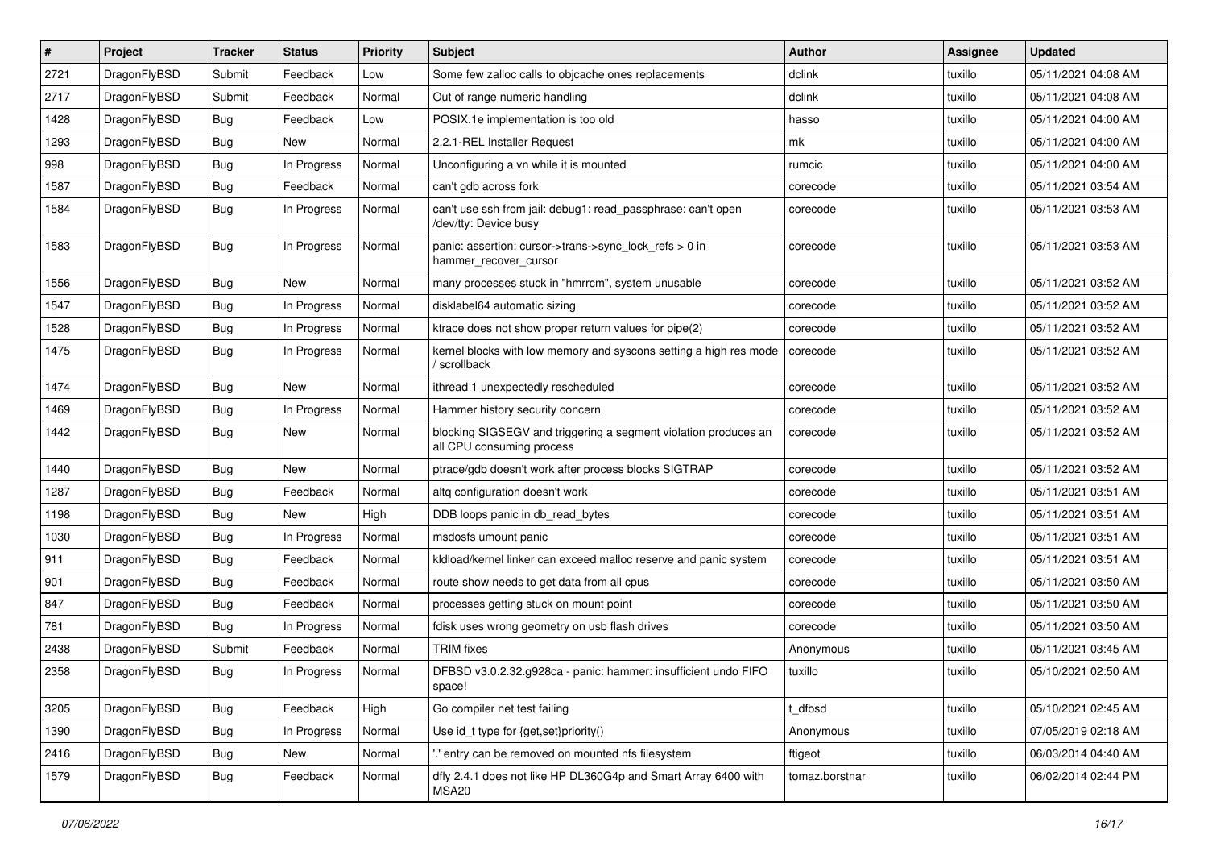| # | Project | Tracker | Status | Priority | Subject | Author | Assignee | Updated |
|---|---|---|---|---|---|---|---|---|
| 2721 | DragonFlyBSD | Submit | Feedback | Low | Some few zalloc calls to objcache ones replacements | dclink | tuxillo | 05/11/2021 04:08 AM |
| 2717 | DragonFlyBSD | Submit | Feedback | Normal | Out of range numeric handling | dclink | tuxillo | 05/11/2021 04:08 AM |
| 1428 | DragonFlyBSD | Bug | Feedback | Low | POSIX.1e implementation is too old | hasso | tuxillo | 05/11/2021 04:00 AM |
| 1293 | DragonFlyBSD | Bug | New | Normal | 2.2.1-REL Installer Request | mk | tuxillo | 05/11/2021 04:00 AM |
| 998 | DragonFlyBSD | Bug | In Progress | Normal | Unconfiguring a vn while it is mounted | rumcic | tuxillo | 05/11/2021 04:00 AM |
| 1587 | DragonFlyBSD | Bug | Feedback | Normal | can't gdb across fork | corecode | tuxillo | 05/11/2021 03:54 AM |
| 1584 | DragonFlyBSD | Bug | In Progress | Normal | can't use ssh from jail: debug1: read_passphrase: can't open /dev/tty: Device busy | corecode | tuxillo | 05/11/2021 03:53 AM |
| 1583 | DragonFlyBSD | Bug | In Progress | Normal | panic: assertion: cursor->trans->sync_lock_refs > 0 in hammer_recover_cursor | corecode | tuxillo | 05/11/2021 03:53 AM |
| 1556 | DragonFlyBSD | Bug | New | Normal | many processes stuck in "hmrrcm", system unusable | corecode | tuxillo | 05/11/2021 03:52 AM |
| 1547 | DragonFlyBSD | Bug | In Progress | Normal | disklabel64 automatic sizing | corecode | tuxillo | 05/11/2021 03:52 AM |
| 1528 | DragonFlyBSD | Bug | In Progress | Normal | ktrace does not show proper return values for pipe(2) | corecode | tuxillo | 05/11/2021 03:52 AM |
| 1475 | DragonFlyBSD | Bug | In Progress | Normal | kernel blocks with low memory and syscons setting a high res mode / scrollback | corecode | tuxillo | 05/11/2021 03:52 AM |
| 1474 | DragonFlyBSD | Bug | New | Normal | ithread 1 unexpectedly rescheduled | corecode | tuxillo | 05/11/2021 03:52 AM |
| 1469 | DragonFlyBSD | Bug | In Progress | Normal | Hammer history security concern | corecode | tuxillo | 05/11/2021 03:52 AM |
| 1442 | DragonFlyBSD | Bug | New | Normal | blocking SIGSEGV and triggering a segment violation produces an all CPU consuming process | corecode | tuxillo | 05/11/2021 03:52 AM |
| 1440 | DragonFlyBSD | Bug | New | Normal | ptrace/gdb doesn't work after process blocks SIGTRAP | corecode | tuxillo | 05/11/2021 03:52 AM |
| 1287 | DragonFlyBSD | Bug | Feedback | Normal | altq configuration doesn't work | corecode | tuxillo | 05/11/2021 03:51 AM |
| 1198 | DragonFlyBSD | Bug | New | High | DDB loops panic in db_read_bytes | corecode | tuxillo | 05/11/2021 03:51 AM |
| 1030 | DragonFlyBSD | Bug | In Progress | Normal | msdosfs umount panic | corecode | tuxillo | 05/11/2021 03:51 AM |
| 911 | DragonFlyBSD | Bug | Feedback | Normal | kldload/kernel linker can exceed malloc reserve and panic system | corecode | tuxillo | 05/11/2021 03:51 AM |
| 901 | DragonFlyBSD | Bug | Feedback | Normal | route show needs to get data from all cpus | corecode | tuxillo | 05/11/2021 03:50 AM |
| 847 | DragonFlyBSD | Bug | Feedback | Normal | processes getting stuck on mount point | corecode | tuxillo | 05/11/2021 03:50 AM |
| 781 | DragonFlyBSD | Bug | In Progress | Normal | fdisk uses wrong geometry on usb flash drives | corecode | tuxillo | 05/11/2021 03:50 AM |
| 2438 | DragonFlyBSD | Submit | Feedback | Normal | TRIM fixes | Anonymous | tuxillo | 05/11/2021 03:45 AM |
| 2358 | DragonFlyBSD | Bug | In Progress | Normal | DFBSD v3.0.2.32.g928ca - panic: hammer: insufficient undo FIFO space! | tuxillo | tuxillo | 05/10/2021 02:50 AM |
| 3205 | DragonFlyBSD | Bug | Feedback | High | Go compiler net test failing | t_dfbsd | tuxillo | 05/10/2021 02:45 AM |
| 1390 | DragonFlyBSD | Bug | In Progress | Normal | Use id_t type for {get,set}priority() | Anonymous | tuxillo | 07/05/2019 02:18 AM |
| 2416 | DragonFlyBSD | Bug | New | Normal | '.' entry can be removed on mounted nfs filesystem | ftigeot | tuxillo | 06/03/2014 04:40 AM |
| 1579 | DragonFlyBSD | Bug | Feedback | Normal | dfly 2.4.1 does not like HP DL360G4p and Smart Array 6400 with MSA20 | tomaz.borstnar | tuxillo | 06/02/2014 02:44 PM |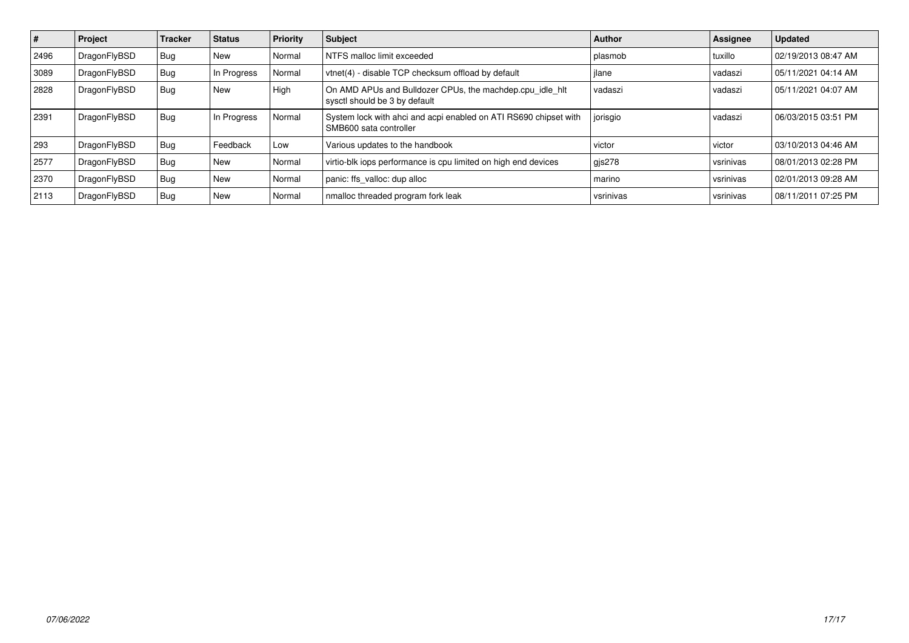| # | Project | Tracker | Status | Priority | Subject | Author | Assignee | Updated |
|---|---|---|---|---|---|---|---|---|
| 2496 | DragonFlyBSD | Bug | New | Normal | NTFS malloc limit exceeded | plasmob | tuxillo | 02/19/2013 08:47 AM |
| 3089 | DragonFlyBSD | Bug | In Progress | Normal | vtnet(4) - disable TCP checksum offload by default | jlane | vadaszi | 05/11/2021 04:14 AM |
| 2828 | DragonFlyBSD | Bug | New | High | On AMD APUs and Bulldozer CPUs, the machdep.cpu_idle_hlt sysctl should be 3 by default | vadaszi | vadaszi | 05/11/2021 04:07 AM |
| 2391 | DragonFlyBSD | Bug | In Progress | Normal | System lock with ahci and acpi enabled on ATI RS690 chipset with SMB600 sata controller | jorisgio | vadaszi | 06/03/2015 03:51 PM |
| 293 | DragonFlyBSD | Bug | Feedback | Low | Various updates to the handbook | victor | victor | 03/10/2013 04:46 AM |
| 2577 | DragonFlyBSD | Bug | New | Normal | virtio-blk iops performance is cpu limited on high end devices | gjs278 | vsrinivas | 08/01/2013 02:28 PM |
| 2370 | DragonFlyBSD | Bug | New | Normal | panic: ffs_valloc: dup alloc | marino | vsrinivas | 02/01/2013 09:28 AM |
| 2113 | DragonFlyBSD | Bug | New | Normal | nmalloc threaded program fork leak | vsrinivas | vsrinivas | 08/11/2011 07:25 PM |